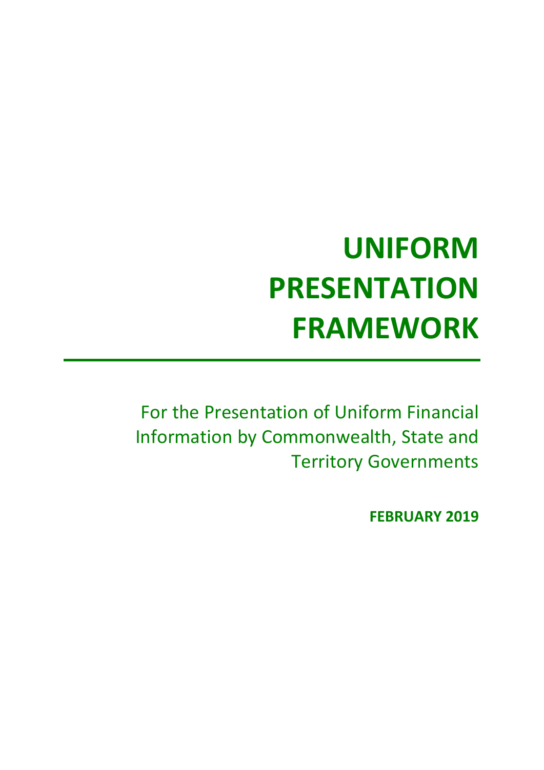# UNIFORM PRESENTATION FRAMEWORK

For the Presentation of Uniform Financial Information by Commonwealth, State and Territory Governments

**FEBRUARY 2019**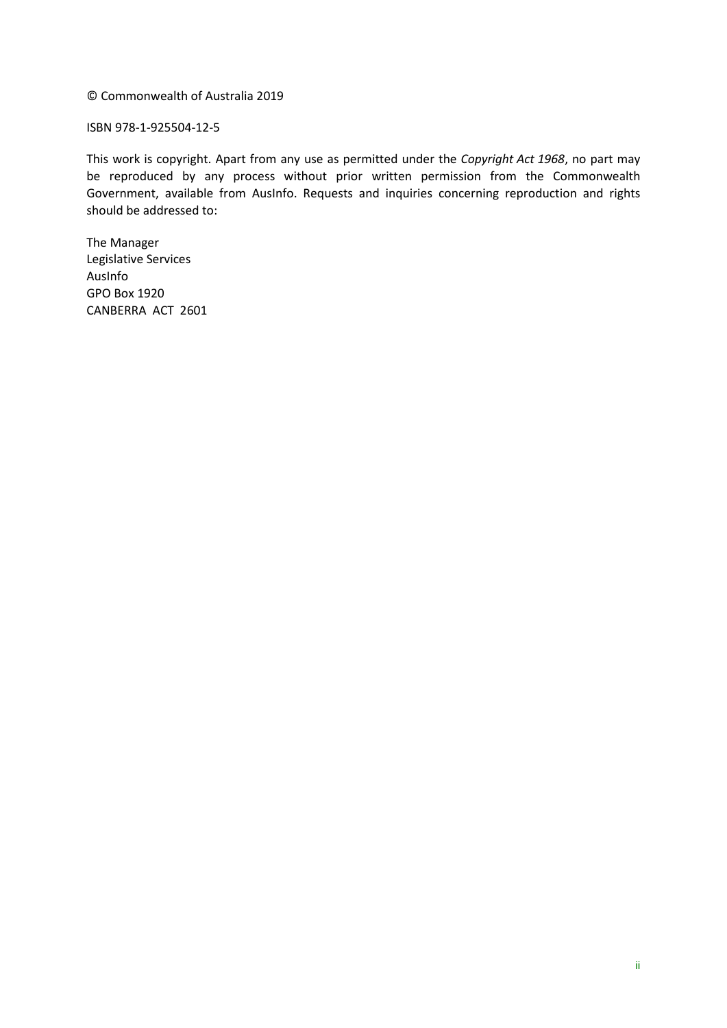© Commonwealth of Australia 2019

ISBN 978-1-925504-12-5

This work is copyright. Apart from any use as permitted under the *Copyright Act 1968*, no part may be reproduced by any process without prior written permission from the Commonwealth Government, available from AusInfo. Requests and inquiries concerning reproduction and rights should be addressed to:

The Manager  
Legislative Services  
AusInfo  
GPO Box 1920  
CANBERRA ACT 2601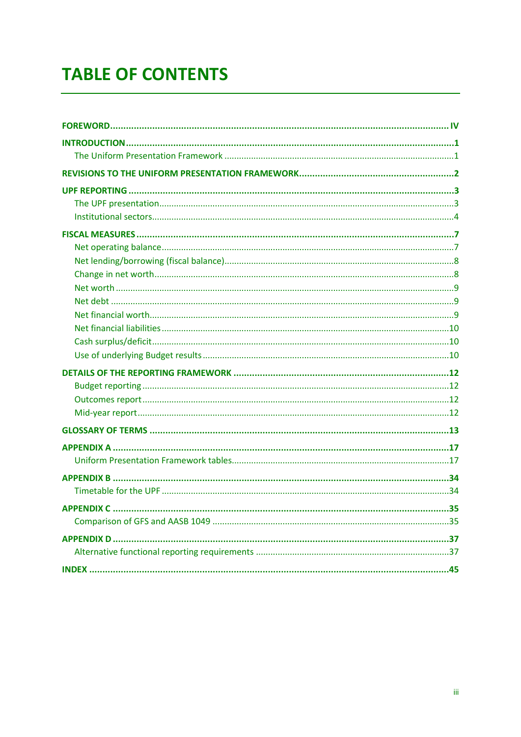# TABLE OF CONTENTS

**FOREWORD** .................................................................................................................................... **IV**

**INTRODUCTION** ............................................................................................................................. **1**

- The Uniform Presentation Framework ................................................................................ 1

**REVISIONS TO THE UNIFORM PRESENTATION FRAMEWORK** ........................................................... **2**

**UPF REPORTING** ............................................................................................................................ **3**

- The UPF presentation ........................................................................................................... 3
- Institutional sectors ............................................................................................................... 4

**FISCAL MEASURES** .......................................................................................................................... **7**

- Net operating balance ........................................................................................................... 7
- Net lending/borrowing (fiscal balance) .................................................................................. 8
- Change in net worth ............................................................................................................. 8
- Net worth .............................................................................................................................. 9
- Net debt ................................................................................................................................ 9
- Net financial worth ................................................................................................................ 9
- Net financial liabilities .......................................................................................................... 10
- Cash surplus/deficit ............................................................................................................. 10
- Use of underlying Budget results ........................................................................................ 10

**DETAILS OF THE REPORTING FRAMEWORK** .................................................................................. **12**

- Budget reporting ................................................................................................................. 12
- Outcomes report ................................................................................................................. 12
- Mid-year report ................................................................................................................... 12

**GLOSSARY OF TERMS** .................................................................................................................. **13**

**APPENDIX A** ................................................................................................................................ **17**

- Uniform Presentation Framework tables ............................................................................. 17

**APPENDIX B** ................................................................................................................................ **34**

- Timetable for the UPF ......................................................................................................... 34

**APPENDIX C** ................................................................................................................................ **35**

- Comparison of GFS and AASB 1049 ................................................................................... 35

**APPENDIX D** ................................................................................................................................ **37**

- Alternative functional reporting requirements .................................................................... 37

**INDEX** ......................................................................................................................................... **45**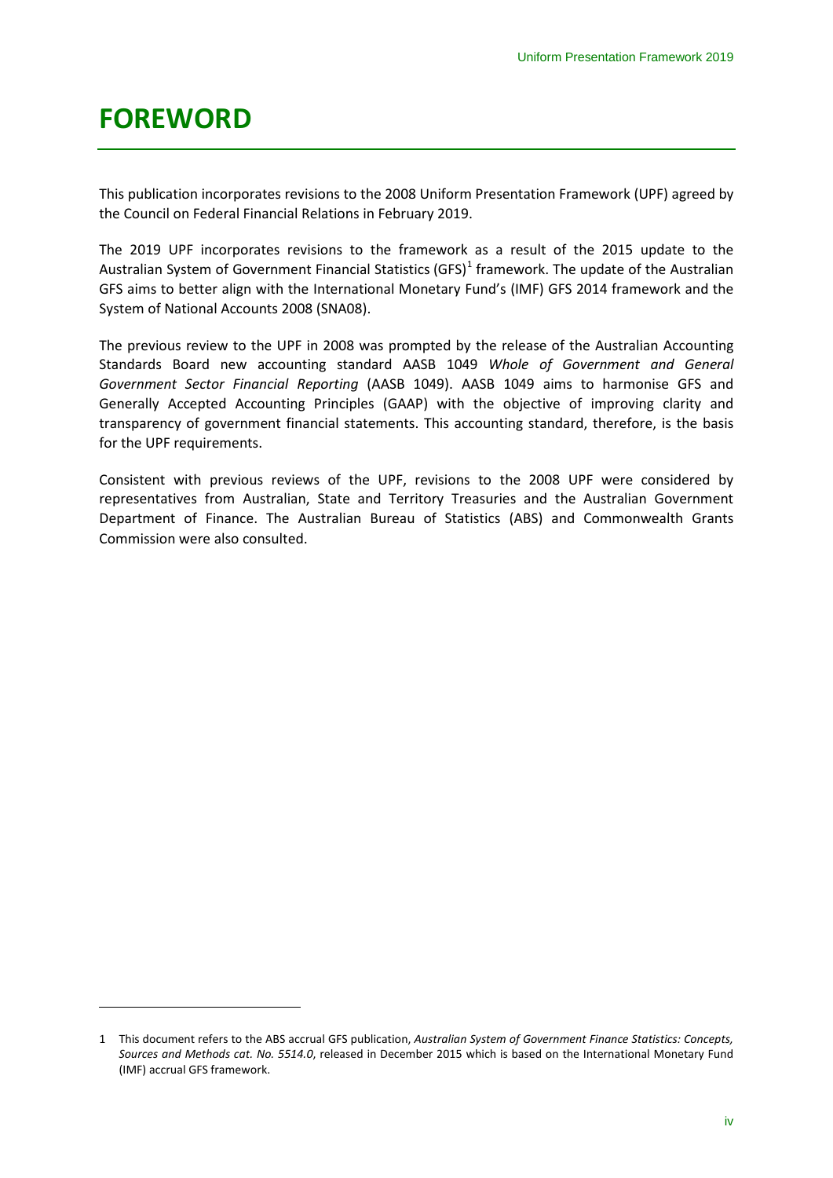# FOREWORD

This publication incorporates revisions to the 2008 Uniform Presentation Framework (UPF) agreed by the Council on Federal Financial Relations in February 2019.

The 2019 UPF incorporates revisions to the framework as a result of the 2015 update to the Australian System of Government Financial Statistics (GFS)[1] framework. The update of the Australian GFS aims to better align with the International Monetary Fund's (IMF) GFS 2014 framework and the System of National Accounts 2008 (SNA08).

The previous review to the UPF in 2008 was prompted by the release of the Australian Accounting Standards Board new accounting standard AASB 1049 *Whole of Government and General Government Sector Financial Reporting* (AASB 1049). AASB 1049 aims to harmonise GFS and Generally Accepted Accounting Principles (GAAP) with the objective of improving clarity and transparency of government financial statements. This accounting standard, therefore, is the basis for the UPF requirements.

Consistent with previous reviews of the UPF, revisions to the 2008 UPF were considered by representatives from Australian, State and Territory Treasuries and the Australian Government Department of Finance. The Australian Bureau of Statistics (ABS) and Commonwealth Grants Commission were also consulted.

1 This document refers to the ABS accrual GFS publication, *Australian System of Government Finance Statistics: Concepts, Sources and Methods cat. No. 5514.0*, released in December 2015 which is based on the International Monetary Fund (IMF) accrual GFS framework.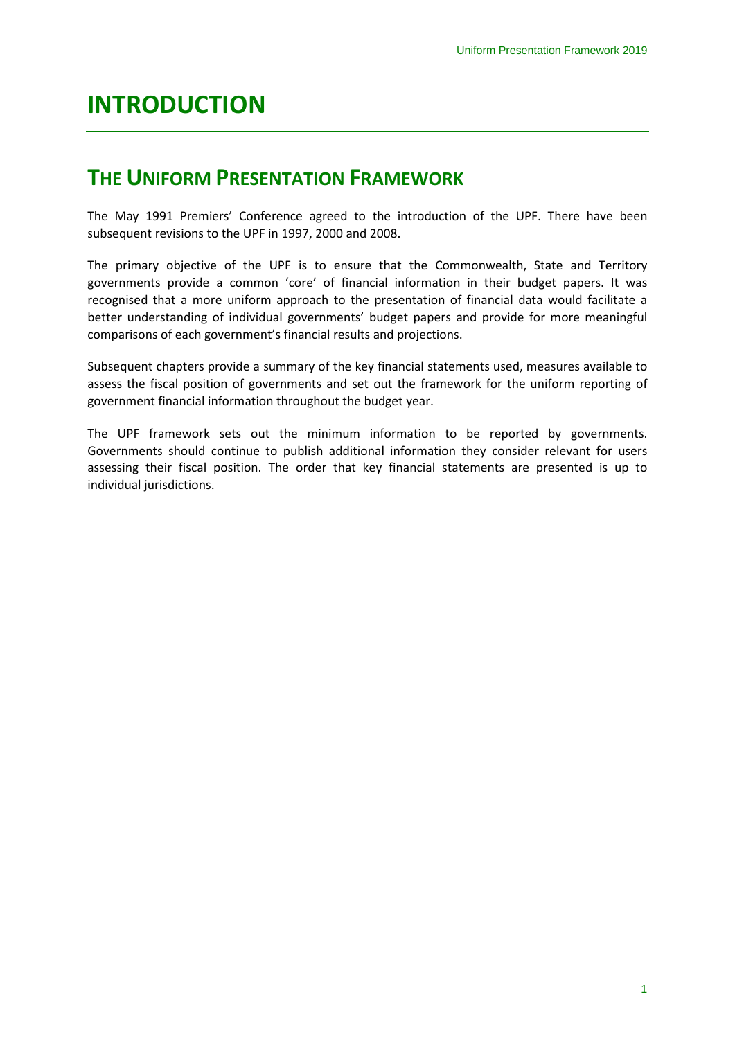# INTRODUCTION

## THE UNIFORM PRESENTATION FRAMEWORK

The May 1991 Premiers' Conference agreed to the introduction of the UPF. There have been subsequent revisions to the UPF in 1997, 2000 and 2008.

The primary objective of the UPF is to ensure that the Commonwealth, State and Territory governments provide a common 'core' of financial information in their budget papers. It was recognised that a more uniform approach to the presentation of financial data would facilitate a better understanding of individual governments' budget papers and provide for more meaningful comparisons of each government's financial results and projections.

Subsequent chapters provide a summary of the key financial statements used, measures available to assess the fiscal position of governments and set out the framework for the uniform reporting of government financial information throughout the budget year.

The UPF framework sets out the minimum information to be reported by governments. Governments should continue to publish additional information they consider relevant for users assessing their fiscal position. The order that key financial statements are presented is up to individual jurisdictions.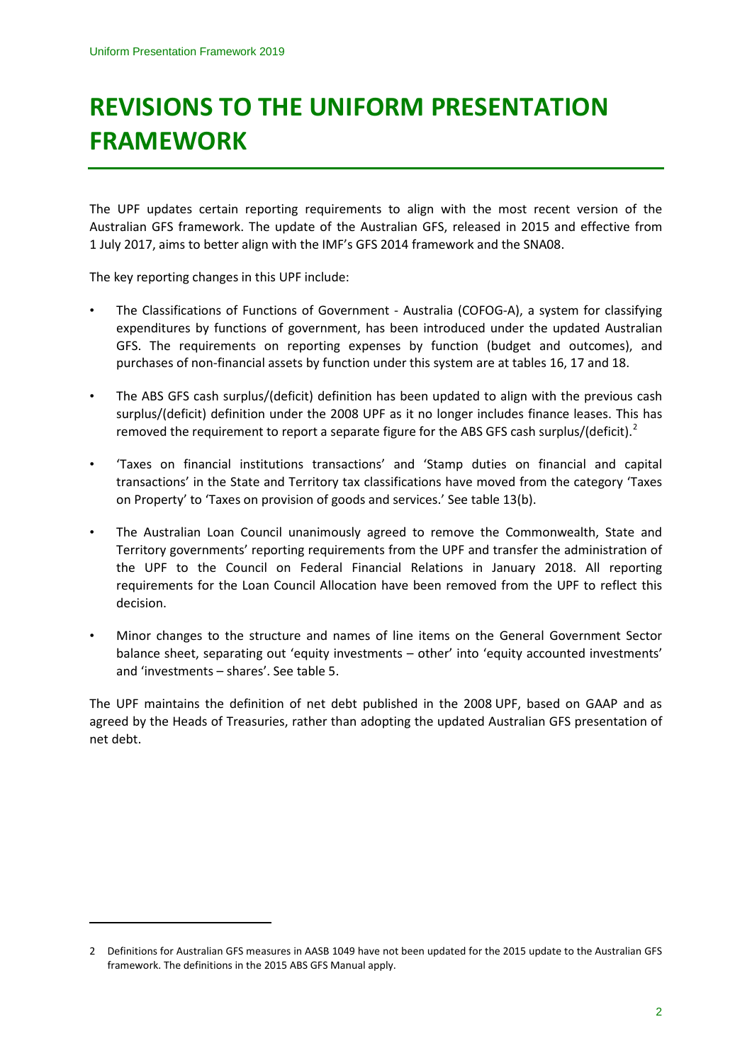# REVISIONS TO THE UNIFORM PRESENTATION FRAMEWORK

The UPF updates certain reporting requirements to align with the most recent version of the Australian GFS framework. The update of the Australian GFS, released in 2015 and effective from 1 July 2017, aims to better align with the IMF's GFS 2014 framework and the SNA08.

The key reporting changes in this UPF include:

- The Classifications of Functions of Government - Australia (COFOG-A), a system for classifying expenditures by functions of government, has been introduced under the updated Australian GFS. The requirements on reporting expenses by function (budget and outcomes), and purchases of non-financial assets by function under this system are at tables 16, 17 and 18.
- The ABS GFS cash surplus/(deficit) definition has been updated to align with the previous cash surplus/(deficit) definition under the 2008 UPF as it no longer includes finance leases. This has removed the requirement to report a separate figure for the ABS GFS cash surplus/(deficit).[2]
- 'Taxes on financial institutions transactions' and 'Stamp duties on financial and capital transactions' in the State and Territory tax classifications have moved from the category 'Taxes on Property' to 'Taxes on provision of goods and services.' See table 13(b).
- The Australian Loan Council unanimously agreed to remove the Commonwealth, State and Territory governments' reporting requirements from the UPF and transfer the administration of the UPF to the Council on Federal Financial Relations in January 2018. All reporting requirements for the Loan Council Allocation have been removed from the UPF to reflect this decision.
- Minor changes to the structure and names of line items on the General Government Sector balance sheet, separating out 'equity investments – other' into 'equity accounted investments' and 'investments – shares'. See table 5.

The UPF maintains the definition of net debt published in the 2008 UPF, based on GAAP and as agreed by the Heads of Treasuries, rather than adopting the updated Australian GFS presentation of net debt.

---

2 Definitions for Australian GFS measures in AASB 1049 have not been updated for the 2015 update to the Australian GFS framework. The definitions in the 2015 ABS GFS Manual apply.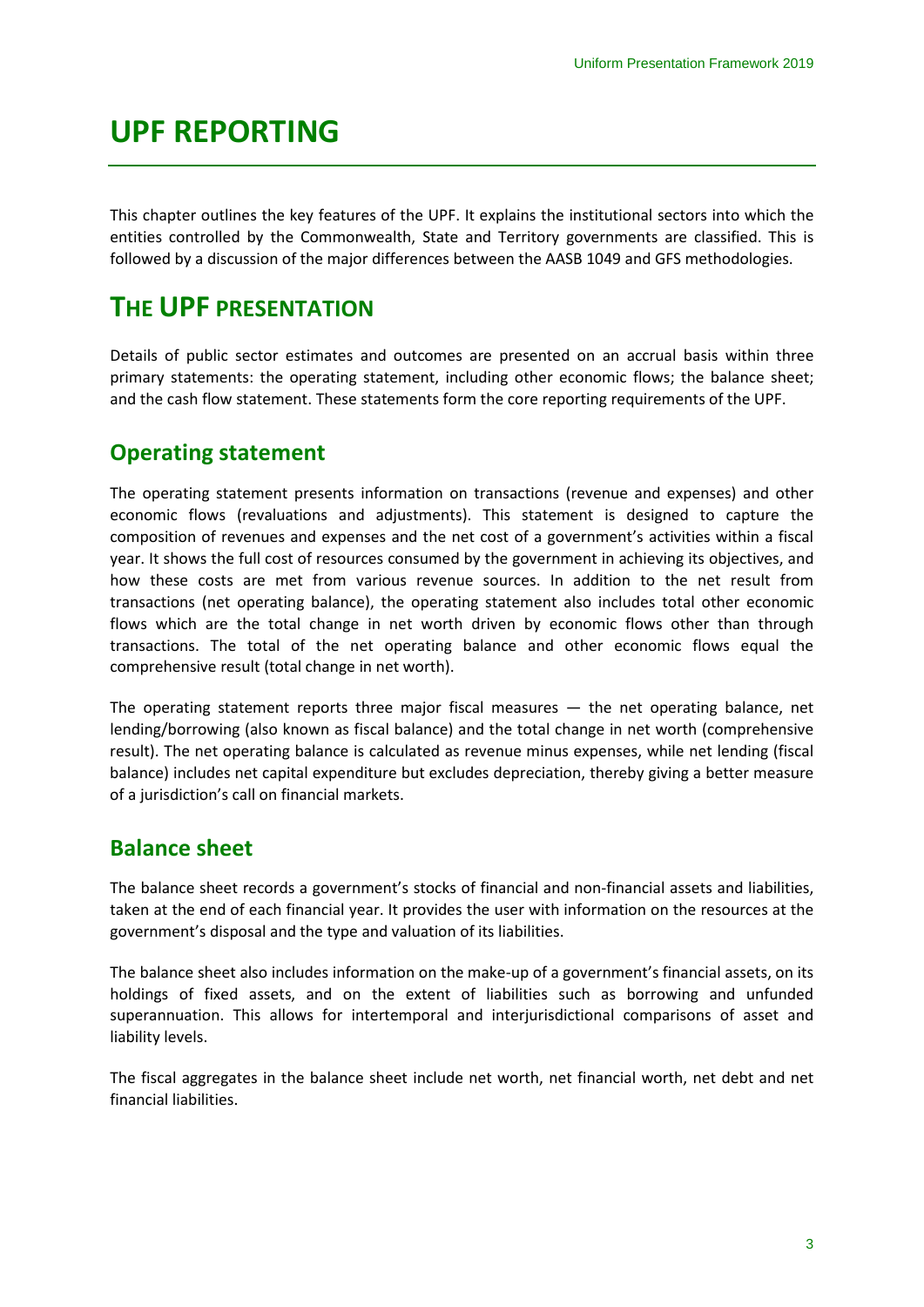# UPF REPORTING

This chapter outlines the key features of the UPF. It explains the institutional sectors into which the entities controlled by the Commonwealth, State and Territory governments are classified. This is followed by a discussion of the major differences between the AASB 1049 and GFS methodologies.

# THE UPF PRESENTATION

Details of public sector estimates and outcomes are presented on an accrual basis within three primary statements: the operating statement, including other economic flows; the balance sheet; and the cash flow statement. These statements form the core reporting requirements of the UPF.

## Operating statement

The operating statement presents information on transactions (revenue and expenses) and other economic flows (revaluations and adjustments). This statement is designed to capture the composition of revenues and expenses and the net cost of a government's activities within a fiscal year. It shows the full cost of resources consumed by the government in achieving its objectives, and how these costs are met from various revenue sources. In addition to the net result from transactions (net operating balance), the operating statement also includes total other economic flows which are the total change in net worth driven by economic flows other than through transactions. The total of the net operating balance and other economic flows equal the comprehensive result (total change in net worth).

The operating statement reports three major fiscal measures — the net operating balance, net lending/borrowing (also known as fiscal balance) and the total change in net worth (comprehensive result). The net operating balance is calculated as revenue minus expenses, while net lending (fiscal balance) includes net capital expenditure but excludes depreciation, thereby giving a better measure of a jurisdiction's call on financial markets.

## Balance sheet

The balance sheet records a government's stocks of financial and non-financial assets and liabilities, taken at the end of each financial year. It provides the user with information on the resources at the government's disposal and the type and valuation of its liabilities.

The balance sheet also includes information on the make-up of a government's financial assets, on its holdings of fixed assets, and on the extent of liabilities such as borrowing and unfunded superannuation. This allows for intertemporal and interjurisdictional comparisons of asset and liability levels.

The fiscal aggregates in the balance sheet include net worth, net financial worth, net debt and net financial liabilities.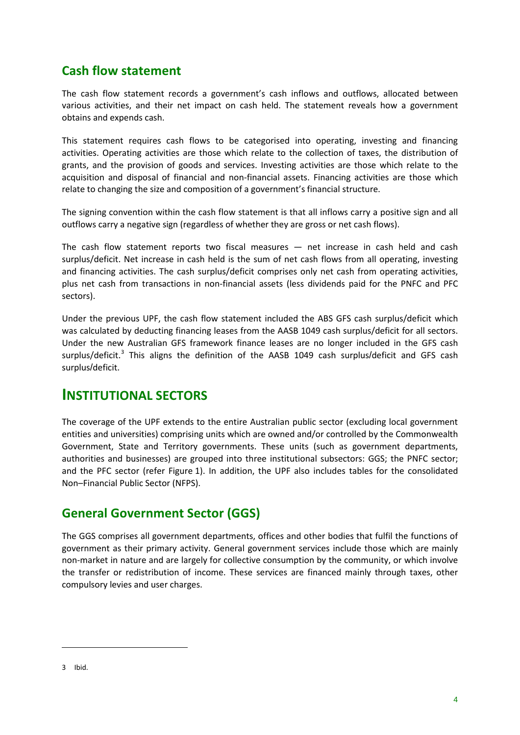## Cash flow statement

The cash flow statement records a government's cash inflows and outflows, allocated between various activities, and their net impact on cash held. The statement reveals how a government obtains and expends cash.

This statement requires cash flows to be categorised into operating, investing and financing activities. Operating activities are those which relate to the collection of taxes, the distribution of grants, and the provision of goods and services. Investing activities are those which relate to the acquisition and disposal of financial and non-financial assets. Financing activities are those which relate to changing the size and composition of a government's financial structure.

The signing convention within the cash flow statement is that all inflows carry a positive sign and all outflows carry a negative sign (regardless of whether they are gross or net cash flows).

The cash flow statement reports two fiscal measures — net increase in cash held and cash surplus/deficit. Net increase in cash held is the sum of net cash flows from all operating, investing and financing activities. The cash surplus/deficit comprises only net cash from operating activities, plus net cash from transactions in non-financial assets (less dividends paid for the PNFC and PFC sectors).

Under the previous UPF, the cash flow statement included the ABS GFS cash surplus/deficit which was calculated by deducting financing leases from the AASB 1049 cash surplus/deficit for all sectors. Under the new Australian GFS framework finance leases are no longer included in the GFS cash surplus/deficit.[3] This aligns the definition of the AASB 1049 cash surplus/deficit and GFS cash surplus/deficit.

# INSTITUTIONAL SECTORS

The coverage of the UPF extends to the entire Australian public sector (excluding local government entities and universities) comprising units which are owned and/or controlled by the Commonwealth Government, State and Territory governments. These units (such as government departments, authorities and businesses) are grouped into three institutional subsectors: GGS; the PNFC sector; and the PFC sector (refer Figure 1). In addition, the UPF also includes tables for the consolidated Non–Financial Public Sector (NFPS).

## General Government Sector (GGS)

The GGS comprises all government departments, offices and other bodies that fulfil the functions of government as their primary activity. General government services include those which are mainly non-market in nature and are largely for collective consumption by the community, or which involve the transfer or redistribution of income. These services are financed mainly through taxes, other compulsory levies and user charges.

---

3 Ibid.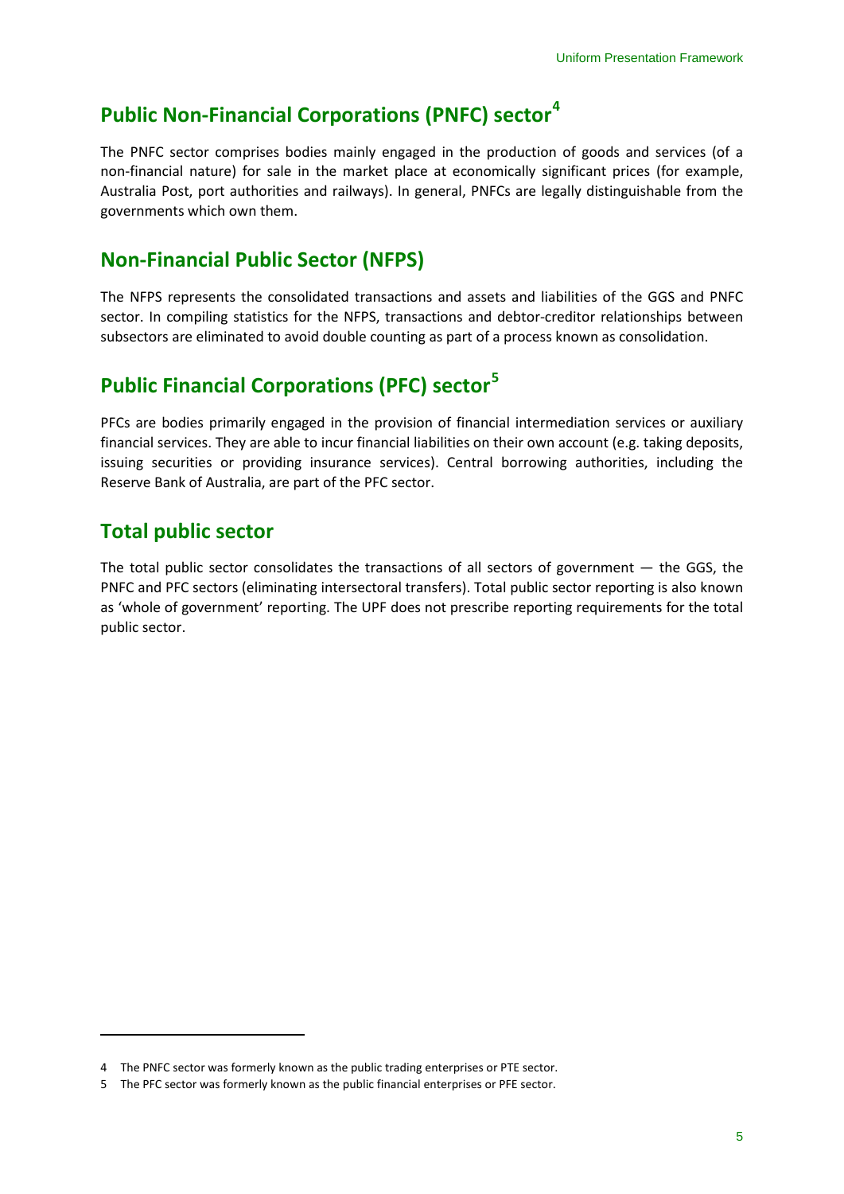## Public Non-Financial Corporations (PNFC) sector[4]

The PNFC sector comprises bodies mainly engaged in the production of goods and services (of a non-financial nature) for sale in the market place at economically significant prices (for example, Australia Post, port authorities and railways). In general, PNFCs are legally distinguishable from the governments which own them.

## Non-Financial Public Sector (NFPS)

The NFPS represents the consolidated transactions and assets and liabilities of the GGS and PNFC sector. In compiling statistics for the NFPS, transactions and debtor-creditor relationships between subsectors are eliminated to avoid double counting as part of a process known as consolidation.

## Public Financial Corporations (PFC) sector[5]

PFCs are bodies primarily engaged in the provision of financial intermediation services or auxiliary financial services. They are able to incur financial liabilities on their own account (e.g. taking deposits, issuing securities or providing insurance services). Central borrowing authorities, including the Reserve Bank of Australia, are part of the PFC sector.

## Total public sector

The total public sector consolidates the transactions of all sectors of government — the GGS, the PNFC and PFC sectors (eliminating intersectoral transfers). Total public sector reporting is also known as 'whole of government' reporting. The UPF does not prescribe reporting requirements for the total public sector.

---

4 The PNFC sector was formerly known as the public trading enterprises or PTE sector.

5 The PFC sector was formerly known as the public financial enterprises or PFE sector.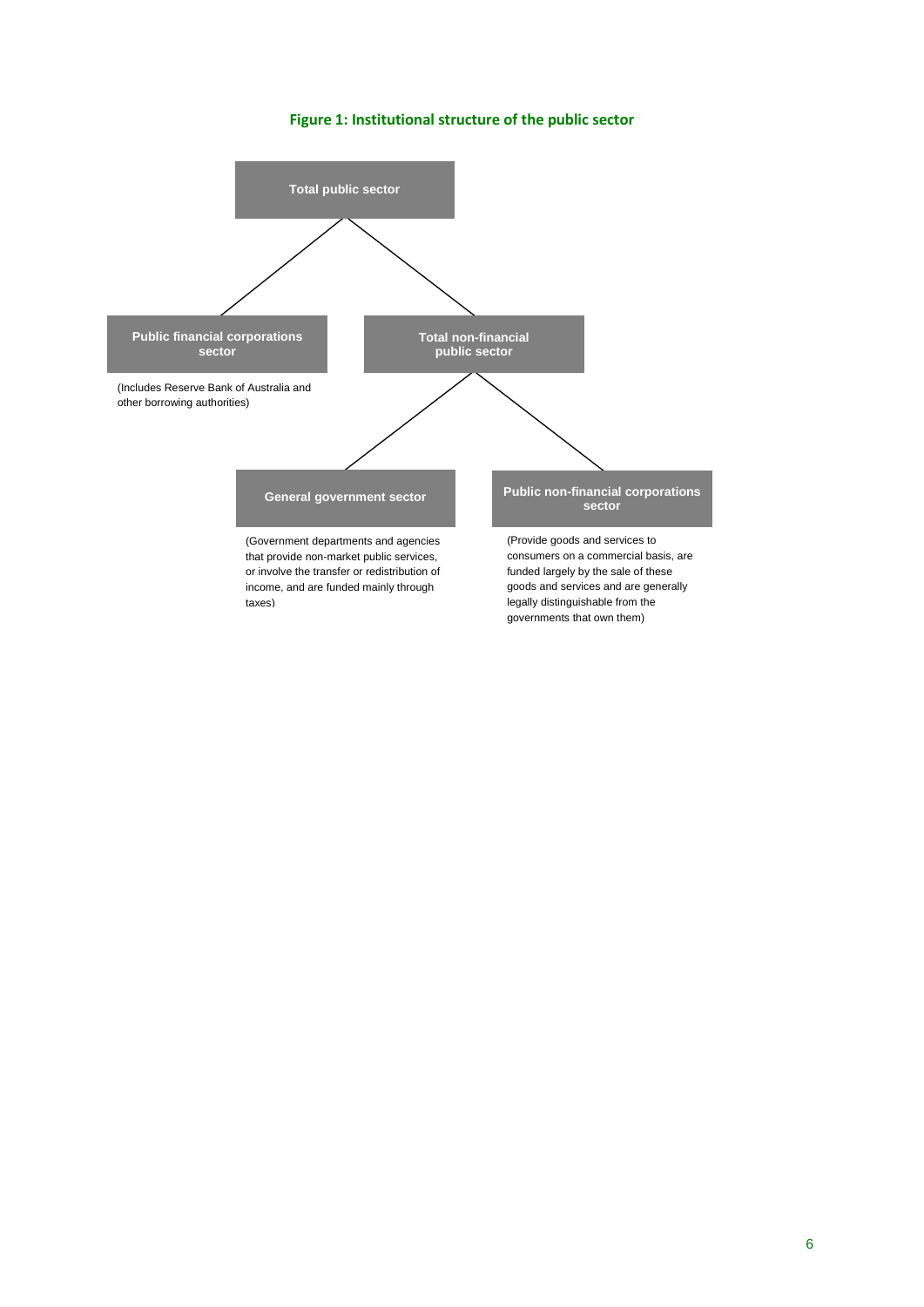**Figure 1: Institutional structure of the public sector**

**Total public sector**

- **Public financial corporations sector**
  (Includes Reserve Bank of Australia and other borrowing authorities)
- **Total non-financial public sector**
  - **General government sector**
    (Government departments and agencies that provide non-market public services, or involve the transfer or redistribution of income, and are funded mainly through taxes)
  - **Public non-financial corporations sector**
    (Provide goods and services to consumers on a commercial basis, are funded largely by the sale of these goods and services and are generally legally distinguishable from the governments that own them)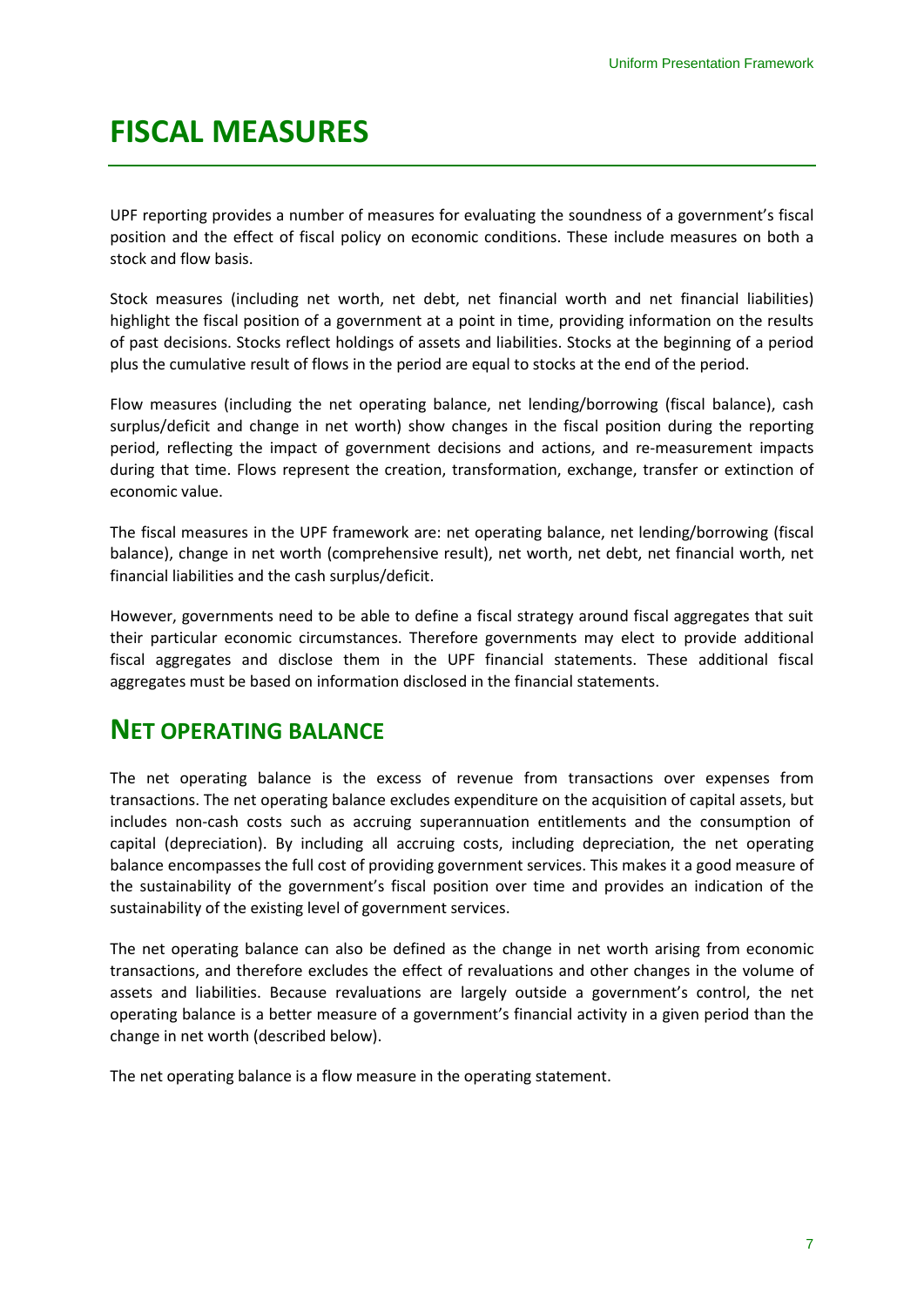# FISCAL MEASURES

UPF reporting provides a number of measures for evaluating the soundness of a government's fiscal position and the effect of fiscal policy on economic conditions. These include measures on both a stock and flow basis.

Stock measures (including net worth, net debt, net financial worth and net financial liabilities) highlight the fiscal position of a government at a point in time, providing information on the results of past decisions. Stocks reflect holdings of assets and liabilities. Stocks at the beginning of a period plus the cumulative result of flows in the period are equal to stocks at the end of the period.

Flow measures (including the net operating balance, net lending/borrowing (fiscal balance), cash surplus/deficit and change in net worth) show changes in the fiscal position during the reporting period, reflecting the impact of government decisions and actions, and re-measurement impacts during that time. Flows represent the creation, transformation, exchange, transfer or extinction of economic value.

The fiscal measures in the UPF framework are: net operating balance, net lending/borrowing (fiscal balance), change in net worth (comprehensive result), net worth, net debt, net financial worth, net financial liabilities and the cash surplus/deficit.

However, governments need to be able to define a fiscal strategy around fiscal aggregates that suit their particular economic circumstances. Therefore governments may elect to provide additional fiscal aggregates and disclose them in the UPF financial statements. These additional fiscal aggregates must be based on information disclosed in the financial statements.

## NET OPERATING BALANCE

The net operating balance is the excess of revenue from transactions over expenses from transactions. The net operating balance excludes expenditure on the acquisition of capital assets, but includes non-cash costs such as accruing superannuation entitlements and the consumption of capital (depreciation). By including all accruing costs, including depreciation, the net operating balance encompasses the full cost of providing government services. This makes it a good measure of the sustainability of the government's fiscal position over time and provides an indication of the sustainability of the existing level of government services.

The net operating balance can also be defined as the change in net worth arising from economic transactions, and therefore excludes the effect of revaluations and other changes in the volume of assets and liabilities. Because revaluations are largely outside a government's control, the net operating balance is a better measure of a government's financial activity in a given period than the change in net worth (described below).

The net operating balance is a flow measure in the operating statement.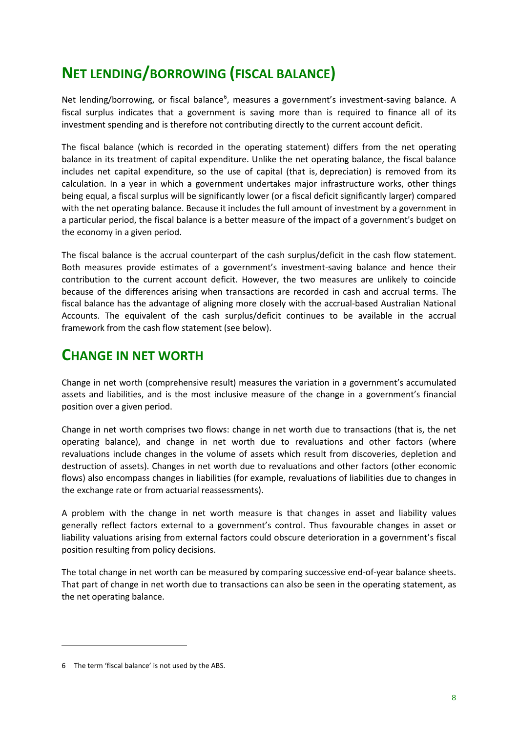## NET LENDING/BORROWING (FISCAL BALANCE)

Net lending/borrowing, or fiscal balance[6], measures a government's investment-saving balance. A fiscal surplus indicates that a government is saving more than is required to finance all of its investment spending and is therefore not contributing directly to the current account deficit.

The fiscal balance (which is recorded in the operating statement) differs from the net operating balance in its treatment of capital expenditure. Unlike the net operating balance, the fiscal balance includes net capital expenditure, so the use of capital (that is, depreciation) is removed from its calculation. In a year in which a government undertakes major infrastructure works, other things being equal, a fiscal surplus will be significantly lower (or a fiscal deficit significantly larger) compared with the net operating balance. Because it includes the full amount of investment by a government in a particular period, the fiscal balance is a better measure of the impact of a government's budget on the economy in a given period.

The fiscal balance is the accrual counterpart of the cash surplus/deficit in the cash flow statement. Both measures provide estimates of a government's investment-saving balance and hence their contribution to the current account deficit. However, the two measures are unlikely to coincide because of the differences arising when transactions are recorded in cash and accrual terms. The fiscal balance has the advantage of aligning more closely with the accrual-based Australian National Accounts. The equivalent of the cash surplus/deficit continues to be available in the accrual framework from the cash flow statement (see below).

## CHANGE IN NET WORTH

Change in net worth (comprehensive result) measures the variation in a government's accumulated assets and liabilities, and is the most inclusive measure of the change in a government's financial position over a given period.

Change in net worth comprises two flows: change in net worth due to transactions (that is, the net operating balance), and change in net worth due to revaluations and other factors (where revaluations include changes in the volume of assets which result from discoveries, depletion and destruction of assets). Changes in net worth due to revaluations and other factors (other economic flows) also encompass changes in liabilities (for example, revaluations of liabilities due to changes in the exchange rate or from actuarial reassessments).

A problem with the change in net worth measure is that changes in asset and liability values generally reflect factors external to a government's control. Thus favourable changes in asset or liability valuations arising from external factors could obscure deterioration in a government's fiscal position resulting from policy decisions.

The total change in net worth can be measured by comparing successive end-of-year balance sheets. That part of change in net worth due to transactions can also be seen in the operating statement, as the net operating balance.

---

6 The term 'fiscal balance' is not used by the ABS.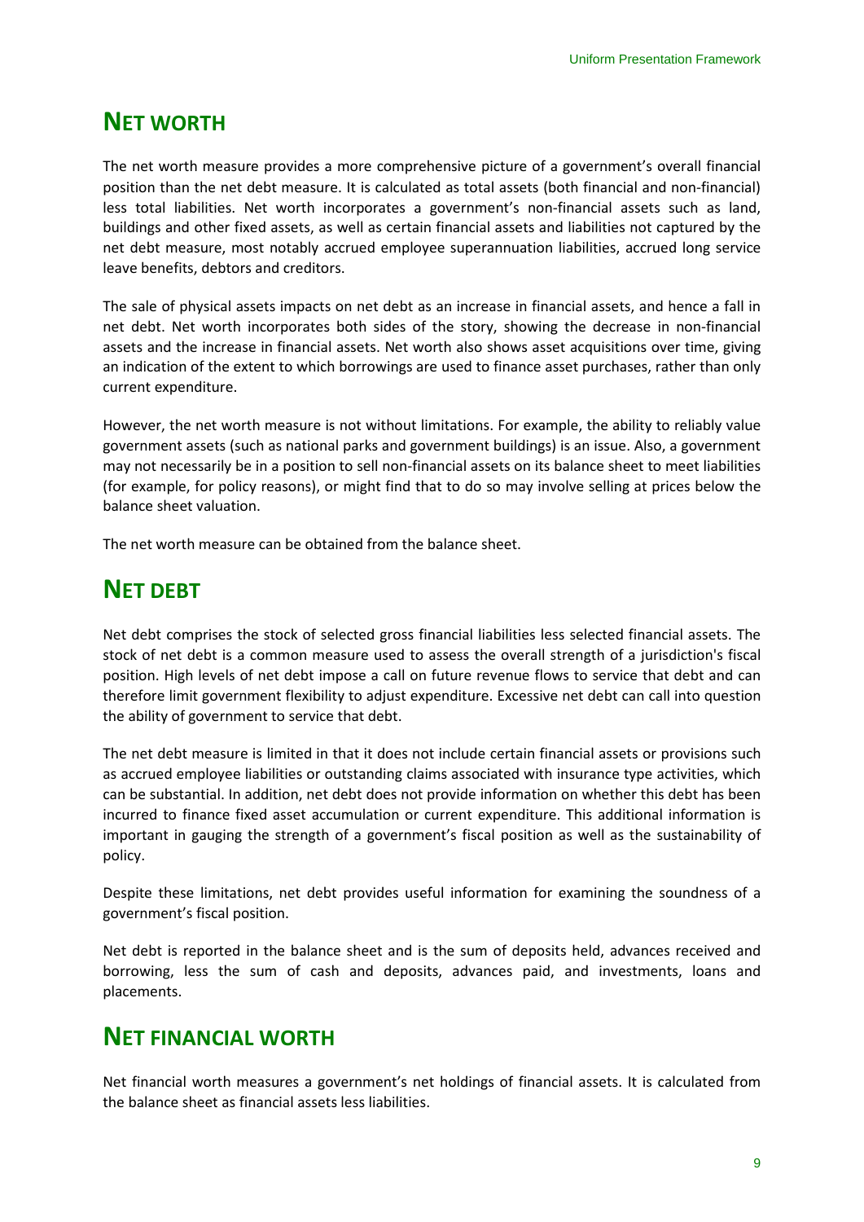## NET WORTH

The net worth measure provides a more comprehensive picture of a government's overall financial position than the net debt measure. It is calculated as total assets (both financial and non-financial) less total liabilities. Net worth incorporates a government's non-financial assets such as land, buildings and other fixed assets, as well as certain financial assets and liabilities not captured by the net debt measure, most notably accrued employee superannuation liabilities, accrued long service leave benefits, debtors and creditors.

The sale of physical assets impacts on net debt as an increase in financial assets, and hence a fall in net debt. Net worth incorporates both sides of the story, showing the decrease in non-financial assets and the increase in financial assets. Net worth also shows asset acquisitions over time, giving an indication of the extent to which borrowings are used to finance asset purchases, rather than only current expenditure.

However, the net worth measure is not without limitations. For example, the ability to reliably value government assets (such as national parks and government buildings) is an issue. Also, a government may not necessarily be in a position to sell non-financial assets on its balance sheet to meet liabilities (for example, for policy reasons), or might find that to do so may involve selling at prices below the balance sheet valuation.

The net worth measure can be obtained from the balance sheet.

## NET DEBT

Net debt comprises the stock of selected gross financial liabilities less selected financial assets. The stock of net debt is a common measure used to assess the overall strength of a jurisdiction's fiscal position. High levels of net debt impose a call on future revenue flows to service that debt and can therefore limit government flexibility to adjust expenditure. Excessive net debt can call into question the ability of government to service that debt.

The net debt measure is limited in that it does not include certain financial assets or provisions such as accrued employee liabilities or outstanding claims associated with insurance type activities, which can be substantial. In addition, net debt does not provide information on whether this debt has been incurred to finance fixed asset accumulation or current expenditure. This additional information is important in gauging the strength of a government's fiscal position as well as the sustainability of policy.

Despite these limitations, net debt provides useful information for examining the soundness of a government's fiscal position.

Net debt is reported in the balance sheet and is the sum of deposits held, advances received and borrowing, less the sum of cash and deposits, advances paid, and investments, loans and placements.

## NET FINANCIAL WORTH

Net financial worth measures a government's net holdings of financial assets. It is calculated from the balance sheet as financial assets less liabilities.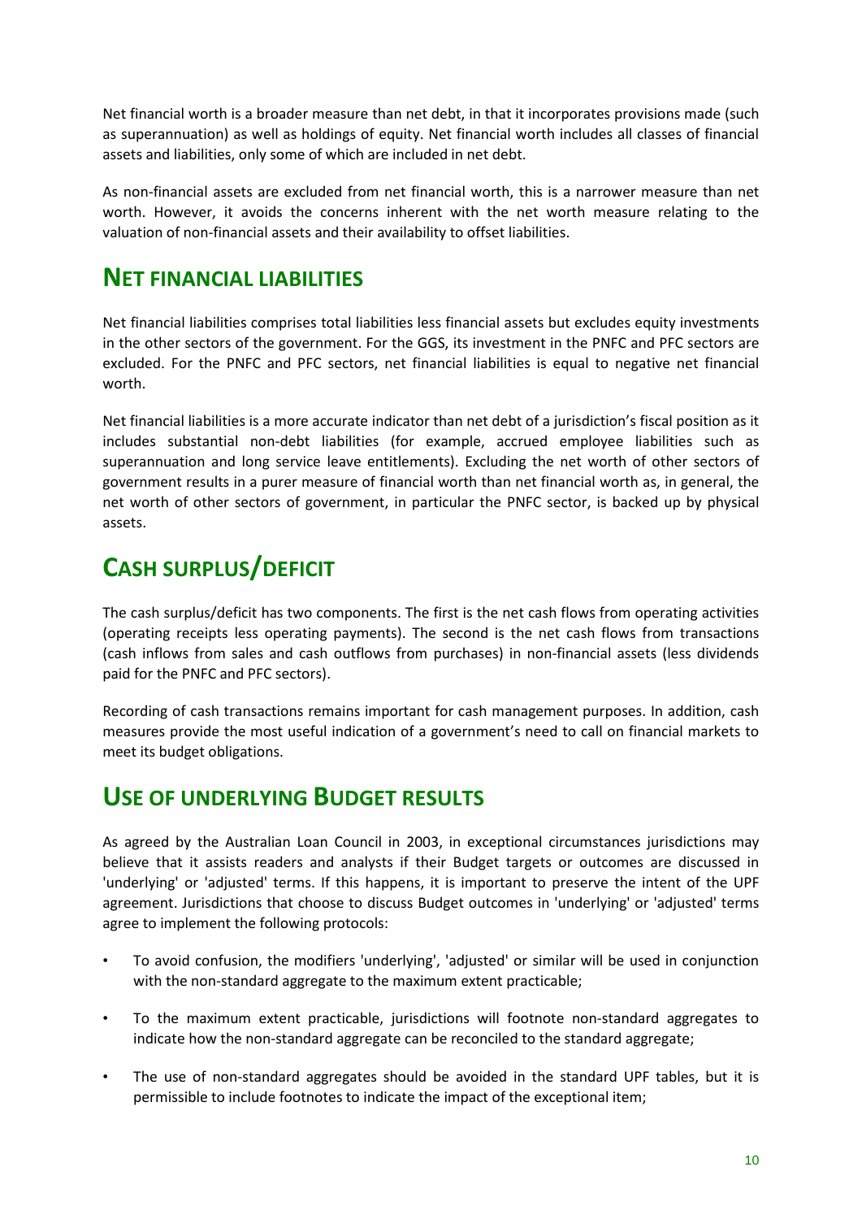Net financial worth is a broader measure than net debt, in that it incorporates provisions made (such as superannuation) as well as holdings of equity. Net financial worth includes all classes of financial assets and liabilities, only some of which are included in net debt.

As non-financial assets are excluded from net financial worth, this is a narrower measure than net worth. However, it avoids the concerns inherent with the net worth measure relating to the valuation of non-financial assets and their availability to offset liabilities.

## NET FINANCIAL LIABILITIES

Net financial liabilities comprises total liabilities less financial assets but excludes equity investments in the other sectors of the government. For the GGS, its investment in the PNFC and PFC sectors are excluded. For the PNFC and PFC sectors, net financial liabilities is equal to negative net financial worth.

Net financial liabilities is a more accurate indicator than net debt of a jurisdiction's fiscal position as it includes substantial non-debt liabilities (for example, accrued employee liabilities such as superannuation and long service leave entitlements). Excluding the net worth of other sectors of government results in a purer measure of financial worth than net financial worth as, in general, the net worth of other sectors of government, in particular the PNFC sector, is backed up by physical assets.

## CASH SURPLUS/DEFICIT

The cash surplus/deficit has two components. The first is the net cash flows from operating activities (operating receipts less operating payments). The second is the net cash flows from transactions (cash inflows from sales and cash outflows from purchases) in non-financial assets (less dividends paid for the PNFC and PFC sectors).

Recording of cash transactions remains important for cash management purposes. In addition, cash measures provide the most useful indication of a government's need to call on financial markets to meet its budget obligations.

## USE OF UNDERLYING BUDGET RESULTS

As agreed by the Australian Loan Council in 2003, in exceptional circumstances jurisdictions may believe that it assists readers and analysts if their Budget targets or outcomes are discussed in 'underlying' or 'adjusted' terms. If this happens, it is important to preserve the intent of the UPF agreement. Jurisdictions that choose to discuss Budget outcomes in 'underlying' or 'adjusted' terms agree to implement the following protocols:

- To avoid confusion, the modifiers 'underlying', 'adjusted' or similar will be used in conjunction with the non-standard aggregate to the maximum extent practicable;
- To the maximum extent practicable, jurisdictions will footnote non-standard aggregates to indicate how the non-standard aggregate can be reconciled to the standard aggregate;
- The use of non-standard aggregates should be avoided in the standard UPF tables, but it is permissible to include footnotes to indicate the impact of the exceptional item;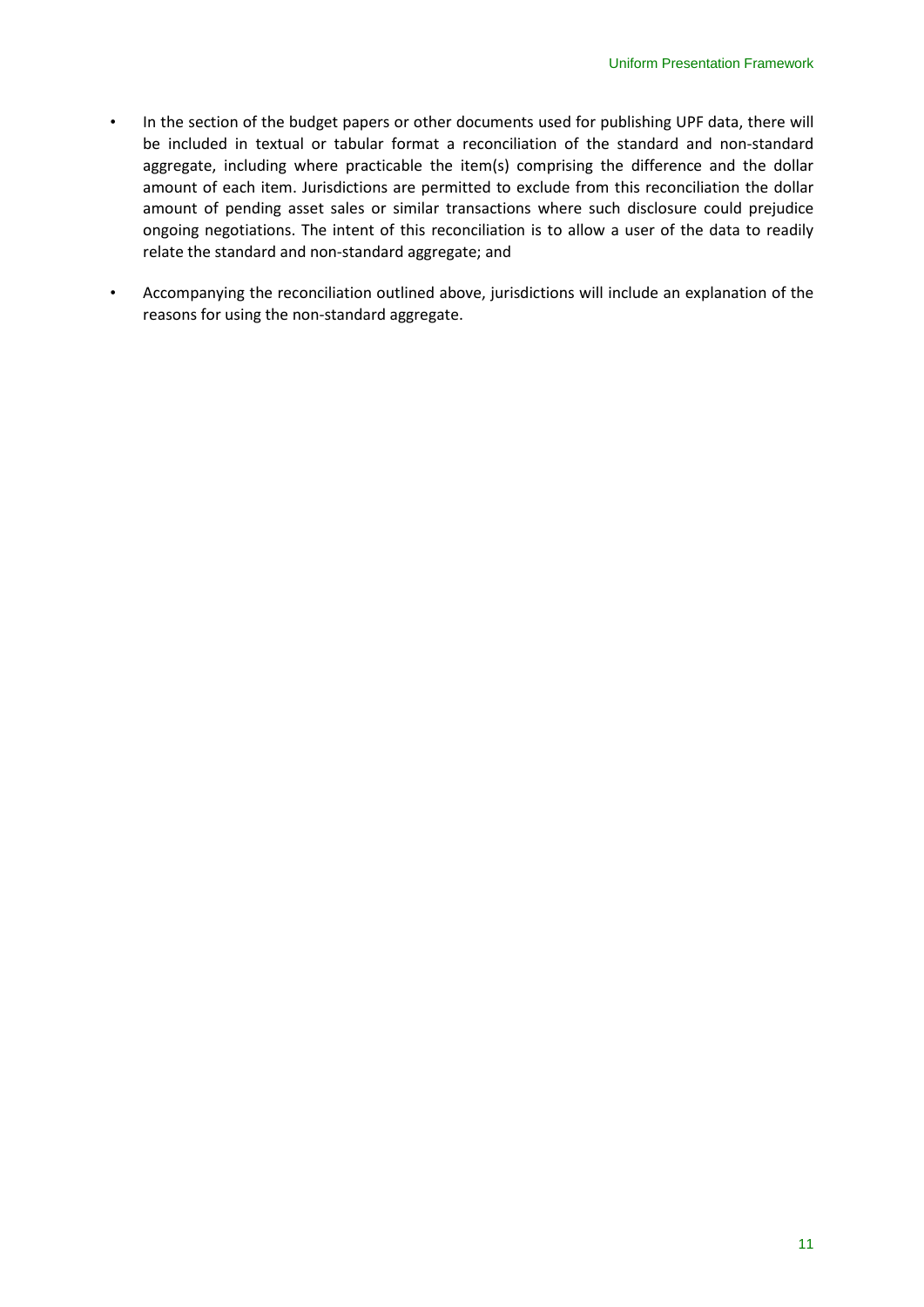- In the section of the budget papers or other documents used for publishing UPF data, there will be included in textual or tabular format a reconciliation of the standard and non-standard aggregate, including where practicable the item(s) comprising the difference and the dollar amount of each item. Jurisdictions are permitted to exclude from this reconciliation the dollar amount of pending asset sales or similar transactions where such disclosure could prejudice ongoing negotiations. The intent of this reconciliation is to allow a user of the data to readily relate the standard and non-standard aggregate; and
- Accompanying the reconciliation outlined above, jurisdictions will include an explanation of the reasons for using the non-standard aggregate.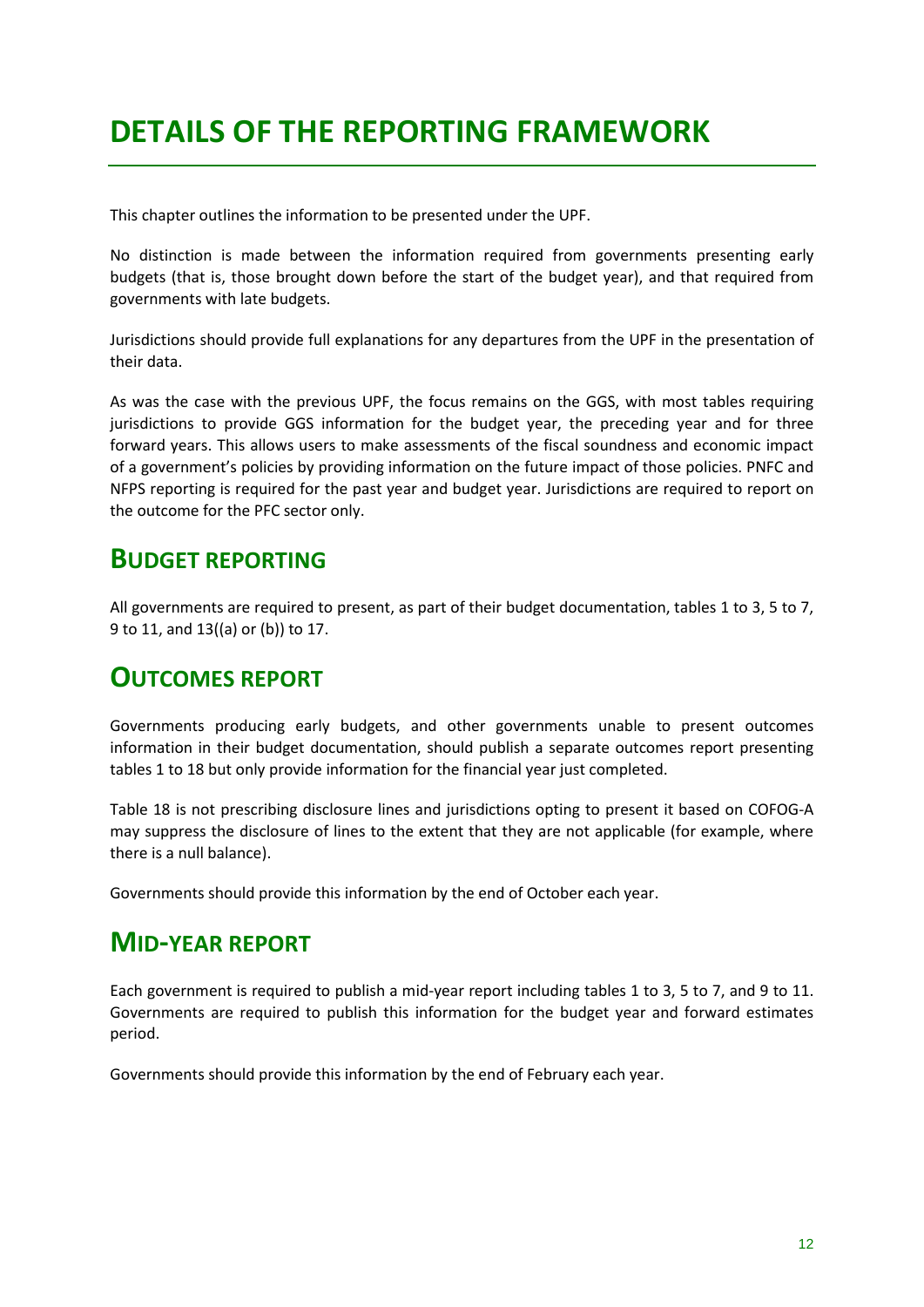# DETAILS OF THE REPORTING FRAMEWORK

This chapter outlines the information to be presented under the UPF.

No distinction is made between the information required from governments presenting early budgets (that is, those brought down before the start of the budget year), and that required from governments with late budgets.

Jurisdictions should provide full explanations for any departures from the UPF in the presentation of their data.

As was the case with the previous UPF, the focus remains on the GGS, with most tables requiring jurisdictions to provide GGS information for the budget year, the preceding year and for three forward years. This allows users to make assessments of the fiscal soundness and economic impact of a government's policies by providing information on the future impact of those policies. PNFC and NFPS reporting is required for the past year and budget year. Jurisdictions are required to report on the outcome for the PFC sector only.

## BUDGET REPORTING

All governments are required to present, as part of their budget documentation, tables 1 to 3, 5 to 7, 9 to 11, and 13((a) or (b)) to 17.

## OUTCOMES REPORT

Governments producing early budgets, and other governments unable to present outcomes information in their budget documentation, should publish a separate outcomes report presenting tables 1 to 18 but only provide information for the financial year just completed.

Table 18 is not prescribing disclosure lines and jurisdictions opting to present it based on COFOG-A may suppress the disclosure of lines to the extent that they are not applicable (for example, where there is a null balance).

Governments should provide this information by the end of October each year.

## MID-YEAR REPORT

Each government is required to publish a mid-year report including tables 1 to 3, 5 to 7, and 9 to 11. Governments are required to publish this information for the budget year and forward estimates period.

Governments should provide this information by the end of February each year.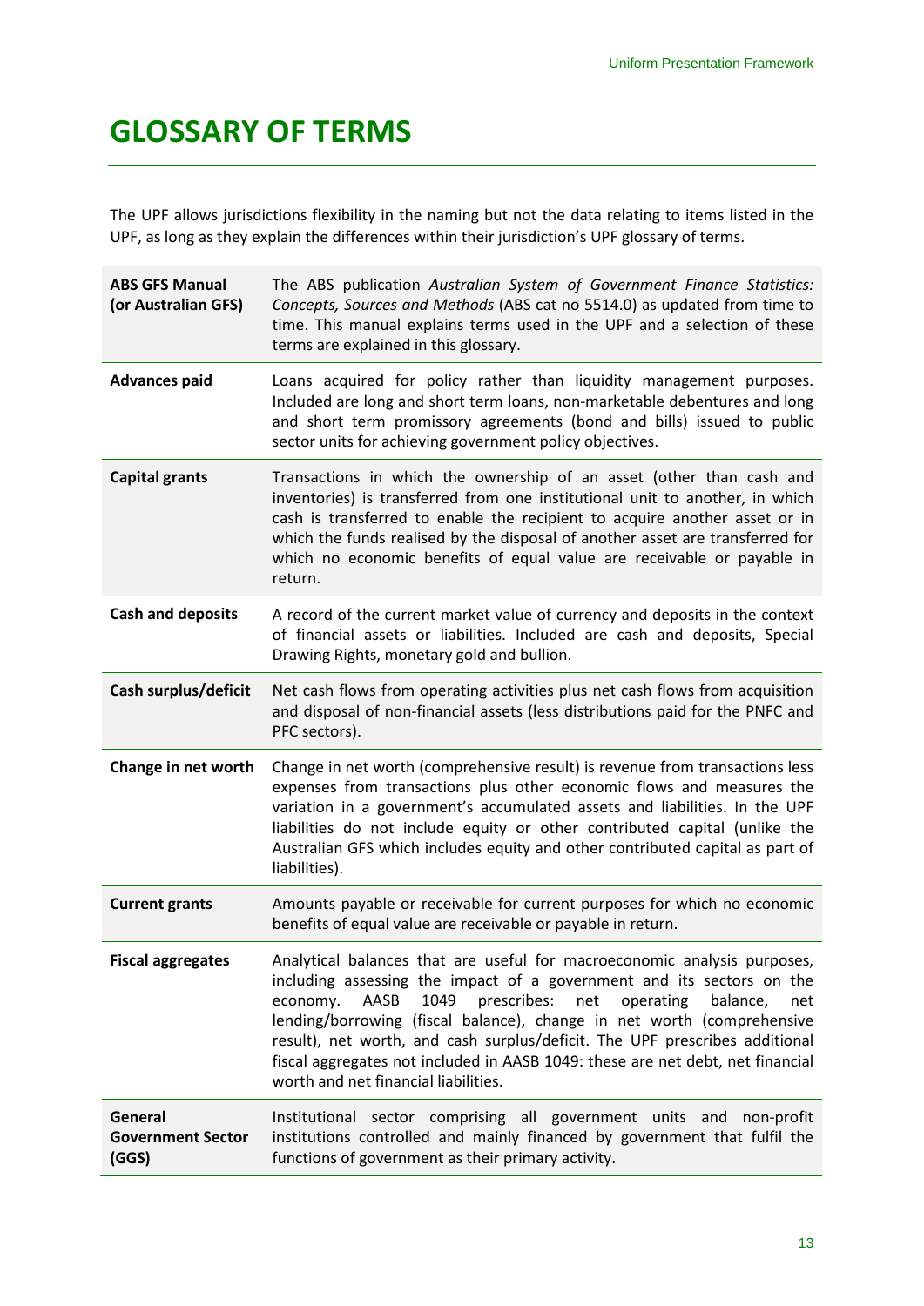# GLOSSARY OF TERMS

The UPF allows jurisdictions flexibility in the naming but not the data relating to items listed in the UPF, as long as they explain the differences within their jurisdiction's UPF glossary of terms.

| | |
|---|---|
| **ABS GFS Manual (or Australian GFS)** | The ABS publication *Australian System of Government Finance Statistics: Concepts, Sources and Methods* (ABS cat no 5514.0) as updated from time to time. This manual explains terms used in the UPF and a selection of these terms are explained in this glossary. |
| **Advances paid** | Loans acquired for policy rather than liquidity management purposes. Included are long and short term loans, non-marketable debentures and long and short term promissory agreements (bond and bills) issued to public sector units for achieving government policy objectives. |
| **Capital grants** | Transactions in which the ownership of an asset (other than cash and inventories) is transferred from one institutional unit to another, in which cash is transferred to enable the recipient to acquire another asset or in which the funds realised by the disposal of another asset are transferred for which no economic benefits of equal value are receivable or payable in return. |
| **Cash and deposits** | A record of the current market value of currency and deposits in the context of financial assets or liabilities. Included are cash and deposits, Special Drawing Rights, monetary gold and bullion. |
| **Cash surplus/deficit** | Net cash flows from operating activities plus net cash flows from acquisition and disposal of non-financial assets (less distributions paid for the PNFC and PFC sectors). |
| **Change in net worth** | Change in net worth (comprehensive result) is revenue from transactions less expenses from transactions plus other economic flows and measures the variation in a government's accumulated assets and liabilities. In the UPF liabilities do not include equity or other contributed capital (unlike the Australian GFS which includes equity and other contributed capital as part of liabilities). |
| **Current grants** | Amounts payable or receivable for current purposes for which no economic benefits of equal value are receivable or payable in return. |
| **Fiscal aggregates** | Analytical balances that are useful for macroeconomic analysis purposes, including assessing the impact of a government and its sectors on the economy. AASB 1049 prescribes: net operating balance, net lending/borrowing (fiscal balance), change in net worth (comprehensive result), net worth, and cash surplus/deficit. The UPF prescribes additional fiscal aggregates not included in AASB 1049: these are net debt, net financial worth and net financial liabilities. |
| **General Government Sector (GGS)** | Institutional sector comprising all government units and non-profit institutions controlled and mainly financed by government that fulfil the functions of government as their primary activity. |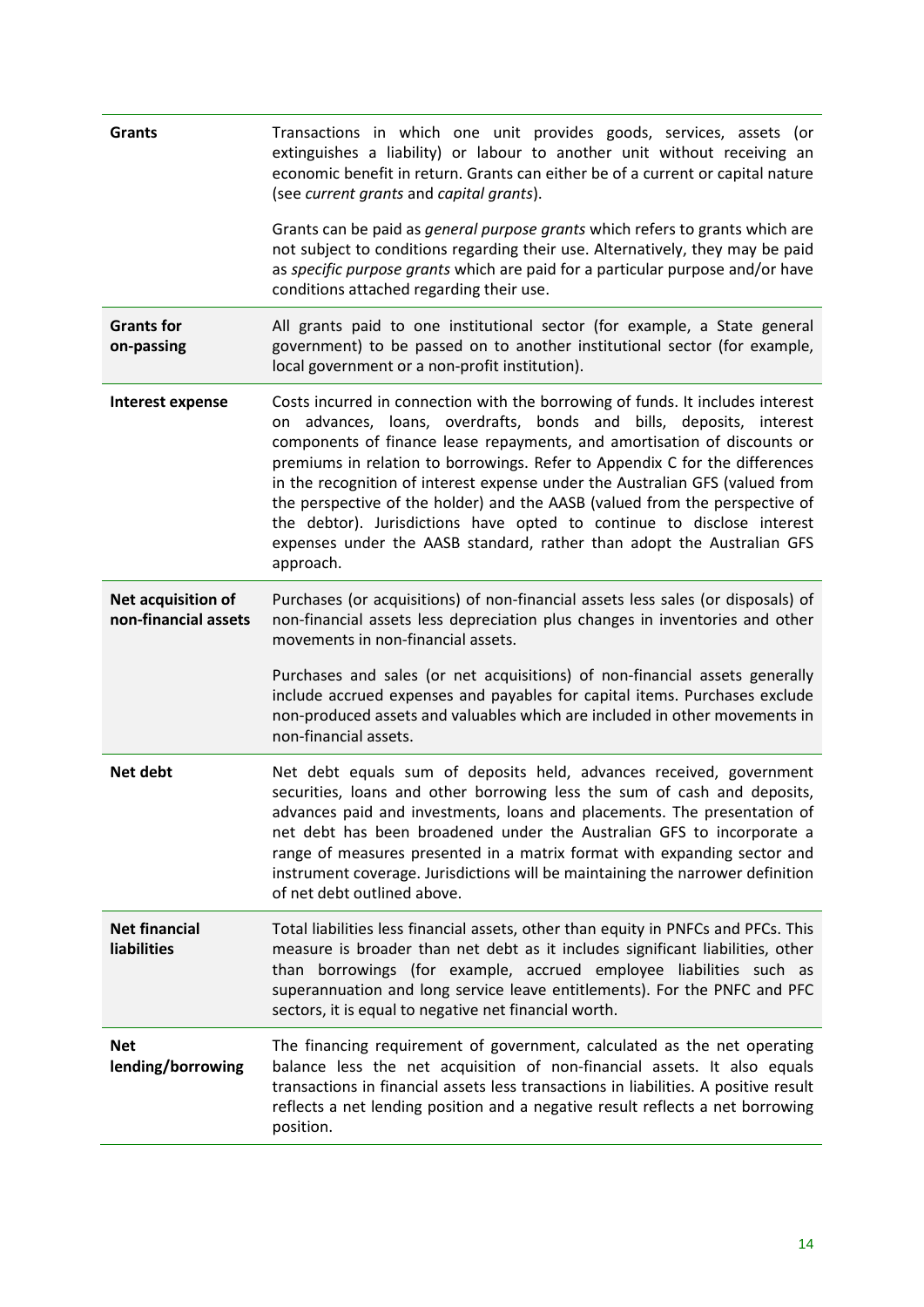| | |
|---|---|
| **Grants** | Transactions in which one unit provides goods, services, assets (or extinguishes a liability) or labour to another unit without receiving an economic benefit in return. Grants can either be of a current or capital nature (see *current grants* and *capital grants*).<br><br>Grants can be paid as *general purpose grants* which refers to grants which are not subject to conditions regarding their use. Alternatively, they may be paid as *specific purpose grants* which are paid for a particular purpose and/or have conditions attached regarding their use. |
| **Grants for on-passing** | All grants paid to one institutional sector (for example, a State general government) to be passed on to another institutional sector (for example, local government or a non-profit institution). |
| **Interest expense** | Costs incurred in connection with the borrowing of funds. It includes interest on advances, loans, overdrafts, bonds and bills, deposits, interest components of finance lease repayments, and amortisation of discounts or premiums in relation to borrowings. Refer to Appendix C for the differences in the recognition of interest expense under the Australian GFS (valued from the perspective of the holder) and the AASB (valued from the perspective of the debtor). Jurisdictions have opted to continue to disclose interest expenses under the AASB standard, rather than adopt the Australian GFS approach. |
| **Net acquisition of non-financial assets** | Purchases (or acquisitions) of non-financial assets less sales (or disposals) of non-financial assets less depreciation plus changes in inventories and other movements in non-financial assets.<br><br>Purchases and sales (or net acquisitions) of non-financial assets generally include accrued expenses and payables for capital items. Purchases exclude non-produced assets and valuables which are included in other movements in non-financial assets. |
| **Net debt** | Net debt equals sum of deposits held, advances received, government securities, loans and other borrowing less the sum of cash and deposits, advances paid and investments, loans and placements. The presentation of net debt has been broadened under the Australian GFS to incorporate a range of measures presented in a matrix format with expanding sector and instrument coverage. Jurisdictions will be maintaining the narrower definition of net debt outlined above. |
| **Net financial liabilities** | Total liabilities less financial assets, other than equity in PNFCs and PFCs. This measure is broader than net debt as it includes significant liabilities, other than borrowings (for example, accrued employee liabilities such as superannuation and long service leave entitlements). For the PNFC and PFC sectors, it is equal to negative net financial worth. |
| **Net lending/borrowing** | The financing requirement of government, calculated as the net operating balance less the net acquisition of non-financial assets. It also equals transactions in financial assets less transactions in liabilities. A positive result reflects a net lending position and a negative result reflects a net borrowing position. |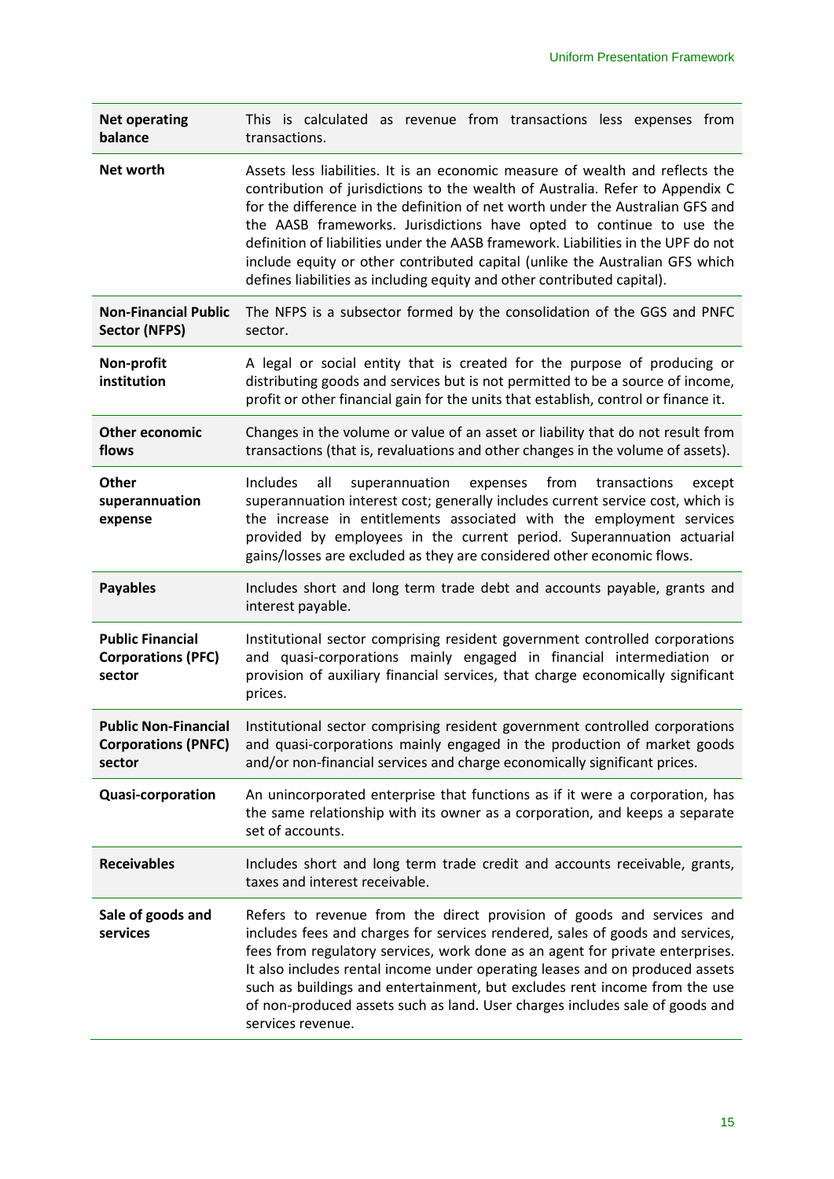| Term | Definition |
| --- | --- |
| **Net operating balance** | This is calculated as revenue from transactions less expenses from transactions. |
| **Net worth** | Assets less liabilities. It is an economic measure of wealth and reflects the contribution of jurisdictions to the wealth of Australia. Refer to Appendix C for the difference in the definition of net worth under the Australian GFS and the AASB frameworks. Jurisdictions have opted to continue to use the definition of liabilities under the AASB framework. Liabilities in the UPF do not include equity or other contributed capital (unlike the Australian GFS which defines liabilities as including equity and other contributed capital). |
| **Non-Financial Public Sector (NFPS)** | The NFPS is a subsector formed by the consolidation of the GGS and PNFC sector. |
| **Non-profit institution** | A legal or social entity that is created for the purpose of producing or distributing goods and services but is not permitted to be a source of income, profit or other financial gain for the units that establish, control or finance it. |
| **Other economic flows** | Changes in the volume or value of an asset or liability that do not result from transactions (that is, revaluations and other changes in the volume of assets). |
| **Other superannuation expense** | Includes all superannuation expenses from transactions except superannuation interest cost; generally includes current service cost, which is the increase in entitlements associated with the employment services provided by employees in the current period. Superannuation actuarial gains/losses are excluded as they are considered other economic flows. |
| **Payables** | Includes short and long term trade debt and accounts payable, grants and interest payable. |
| **Public Financial Corporations (PFC) sector** | Institutional sector comprising resident government controlled corporations and quasi-corporations mainly engaged in financial intermediation or provision of auxiliary financial services, that charge economically significant prices. |
| **Public Non-Financial Corporations (PNFC) sector** | Institutional sector comprising resident government controlled corporations and quasi-corporations mainly engaged in the production of market goods and/or non-financial services and charge economically significant prices. |
| **Quasi-corporation** | An unincorporated enterprise that functions as if it were a corporation, has the same relationship with its owner as a corporation, and keeps a separate set of accounts. |
| **Receivables** | Includes short and long term trade credit and accounts receivable, grants, taxes and interest receivable. |
| **Sale of goods and services** | Refers to revenue from the direct provision of goods and services and includes fees and charges for services rendered, sales of goods and services, fees from regulatory services, work done as an agent for private enterprises. It also includes rental income under operating leases and on produced assets such as buildings and entertainment, but excludes rent income from the use of non-produced assets such as land. User charges includes sale of goods and services revenue. |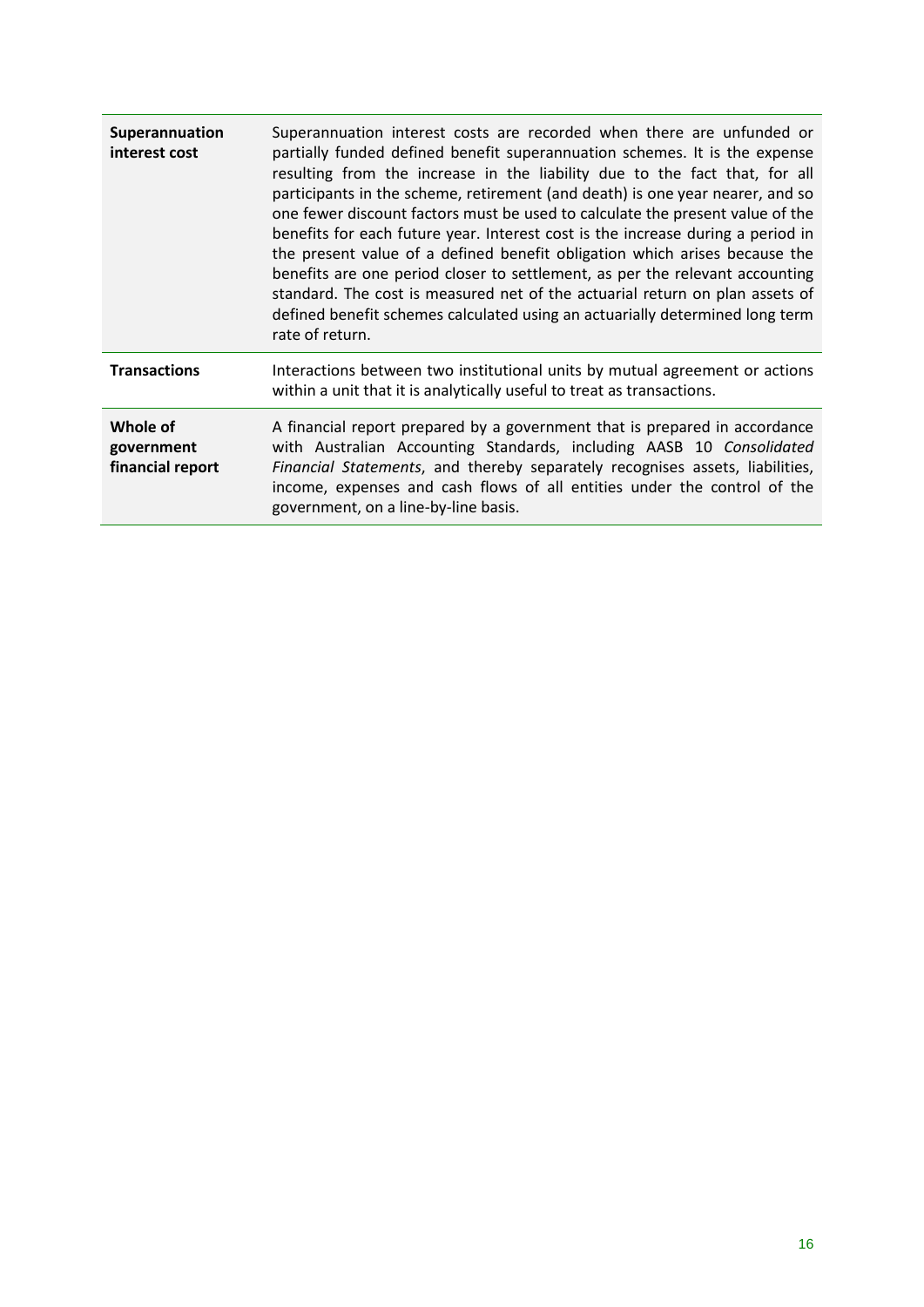| | |
|---|---|
| **Superannuation interest cost** | Superannuation interest costs are recorded when there are unfunded or partially funded defined benefit superannuation schemes. It is the expense resulting from the increase in the liability due to the fact that, for all participants in the scheme, retirement (and death) is one year nearer, and so one fewer discount factors must be used to calculate the present value of the benefits for each future year. Interest cost is the increase during a period in the present value of a defined benefit obligation which arises because the benefits are one period closer to settlement, as per the relevant accounting standard. The cost is measured net of the actuarial return on plan assets of defined benefit schemes calculated using an actuarially determined long term rate of return. |
| **Transactions** | Interactions between two institutional units by mutual agreement or actions within a unit that it is analytically useful to treat as transactions. |
| **Whole of government financial report** | A financial report prepared by a government that is prepared in accordance with Australian Accounting Standards, including AASB 10 *Consolidated Financial Statements*, and thereby separately recognises assets, liabilities, income, expenses and cash flows of all entities under the control of the government, on a line-by-line basis. |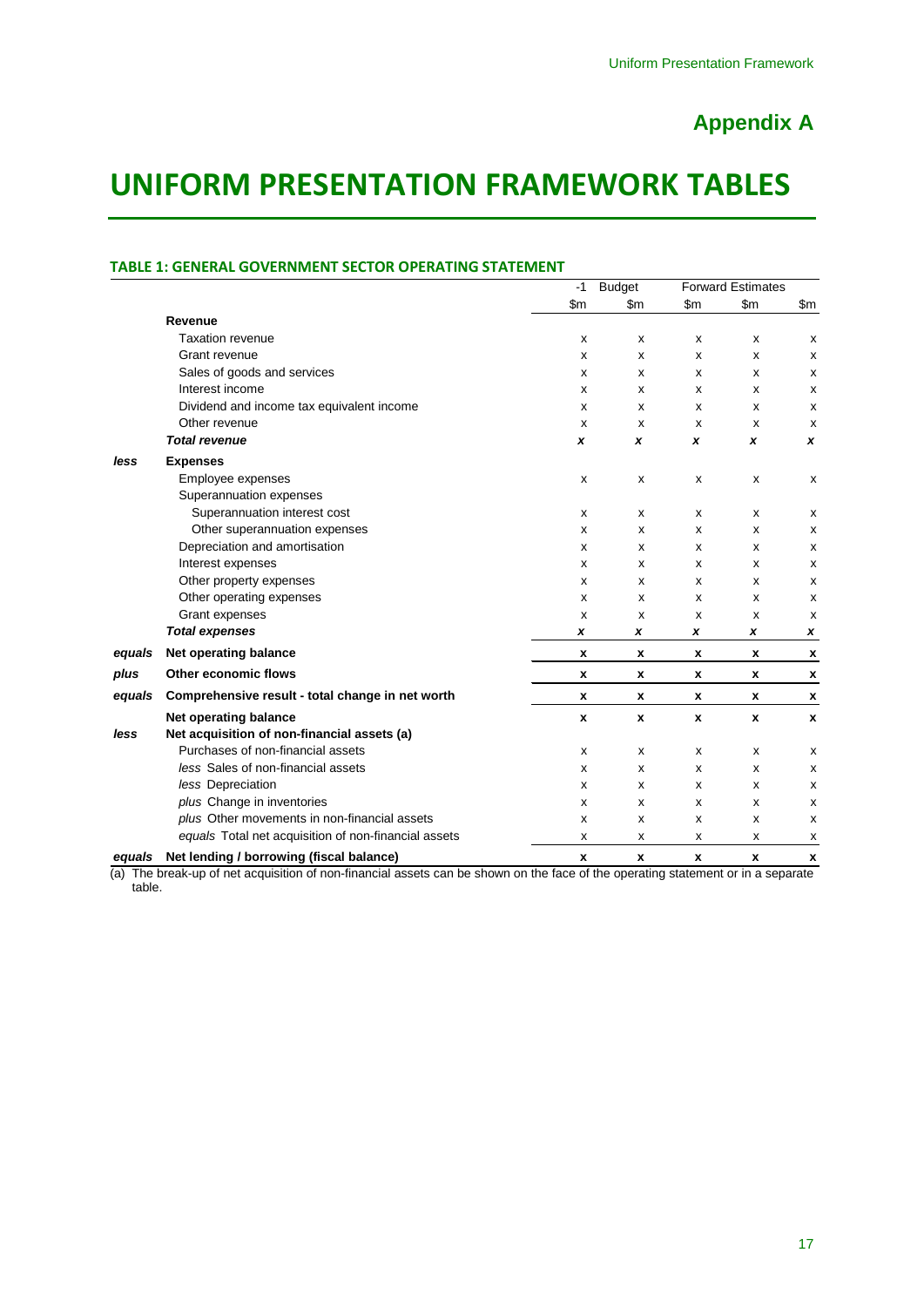## Appendix A

# UNIFORM PRESENTATION FRAMEWORK TABLES

### TABLE 1: GENERAL GOVERNMENT SECTOR OPERATING STATEMENT

| | | -1 | Budget | Forward Estimates | | |
|---|---|---|---|---|---|---|
| | | $m | $m | $m | $m | $m |
| | **Revenue** | | | | | |
| | Taxation revenue | x | x | x | x | x |
| | Grant revenue | x | x | x | x | x |
| | Sales of goods and services | x | x | x | x | x |
| | Interest income | x | x | x | x | x |
| | Dividend and income tax equivalent income | x | x | x | x | x |
| | Other revenue | x | x | x | x | x |
| | ***Total revenue*** | ***x*** | ***x*** | ***x*** | ***x*** | ***x*** |
| ***less*** | **Expenses** | | | | | |
| | Employee expenses | x | x | x | x | x |
| | Superannuation expenses | | | | | |
| | Superannuation interest cost | x | x | x | x | x |
| | Other superannuation expenses | x | x | x | x | x |
| | Depreciation and amortisation | x | x | x | x | x |
| | Interest expenses | x | x | x | x | x |
| | Other property expenses | x | x | x | x | x |
| | Other operating expenses | x | x | x | x | x |
| | Grant expenses | x | x | x | x | x |
| | ***Total expenses*** | ***x*** | ***x*** | ***x*** | ***x*** | ***x*** |
| ***equals*** | **Net operating balance** | **x** | **x** | **x** | **x** | **x** |
| ***plus*** | **Other economic flows** | **x** | **x** | **x** | **x** | **x** |
| ***equals*** | **Comprehensive result - total change in net worth** | **x** | **x** | **x** | **x** | **x** |
| | **Net operating balance** | **x** | **x** | **x** | **x** | **x** |
| ***less*** | **Net acquisition of non-financial assets (a)** | | | | | |
| | Purchases of non-financial assets | x | x | x | x | x |
| | *less* Sales of non-financial assets | x | x | x | x | x |
| | *less* Depreciation | x | x | x | x | x |
| | *plus* Change in inventories | x | x | x | x | x |
| | *plus* Other movements in non-financial assets | x | x | x | x | x |
| | *equals* Total net acquisition of non-financial assets | x | x | x | x | x |
| ***equals*** | **Net lending / borrowing (fiscal balance)** | **x** | **x** | **x** | **x** | **x** |

(a) The break-up of net acquisition of non-financial assets can be shown on the face of the operating statement or in a separate table.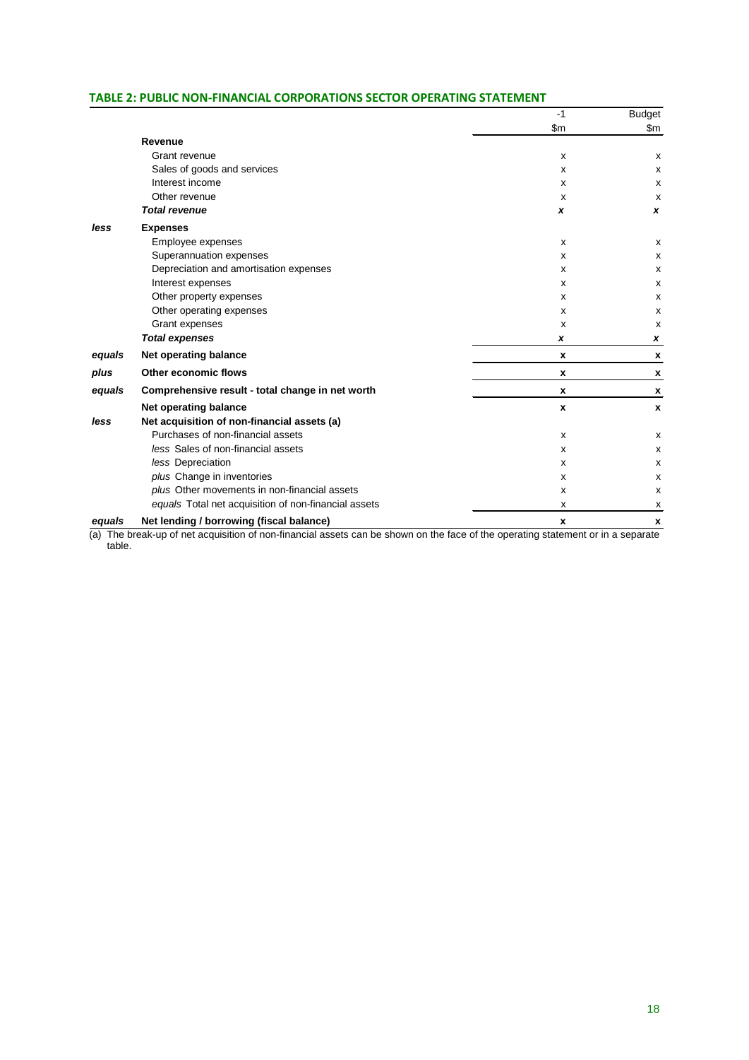### TABLE 2: PUBLIC NON-FINANCIAL CORPORATIONS SECTOR OPERATING STATEMENT

| | | -1 | Budget |
|---|---|---|---|
| | | $m | $m |
| | **Revenue** | | |
| | Grant revenue | x | x |
| | Sales of goods and services | x | x |
| | Interest income | x | x |
| | Other revenue | x | x |
| | ***Total revenue*** | ***x*** | ***x*** |
| ***less*** | **Expenses** | | |
| | Employee expenses | x | x |
| | Superannuation expenses | x | x |
| | Depreciation and amortisation expenses | x | x |
| | Interest expenses | x | x |
| | Other property expenses | x | x |
| | Other operating expenses | x | x |
| | Grant expenses | x | x |
| | ***Total expenses*** | ***x*** | ***x*** |
| ***equals*** | **Net operating balance** | **x** | **x** |
| ***plus*** | **Other economic flows** | **x** | **x** |
| ***equals*** | **Comprehensive result - total change in net worth** | **x** | **x** |
| | **Net operating balance** | **x** | **x** |
| ***less*** | **Net acquisition of non-financial assets (a)** | | |
| | Purchases of non-financial assets | x | x |
| | *less* Sales of non-financial assets | x | x |
| | *less* Depreciation | x | x |
| | *plus* Change in inventories | x | x |
| | *plus* Other movements in non-financial assets | x | x |
| | *equals* Total net acquisition of non-financial assets | x | x |
| ***equals*** | **Net lending / borrowing (fiscal balance)** | **x** | **x** |

(a) The break-up of net acquisition of non-financial assets can be shown on the face of the operating statement or in a separate table.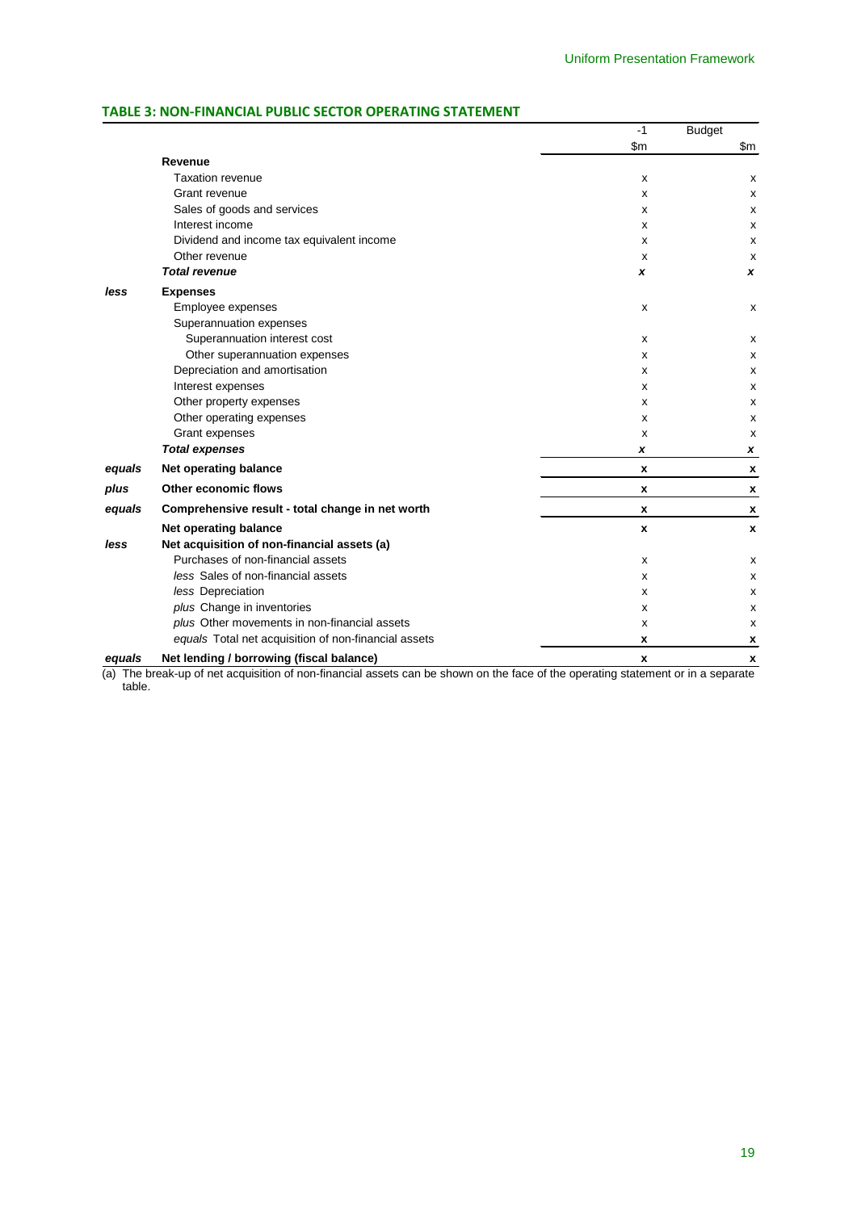## TABLE 3: NON-FINANCIAL PUBLIC SECTOR OPERATING STATEMENT

| | | -1 | Budget |
|---|---|---|---|
| | | $m | $m |
| | **Revenue** | | |
| | Taxation revenue | x | x |
| | Grant revenue | x | x |
| | Sales of goods and services | x | x |
| | Interest income | x | x |
| | Dividend and income tax equivalent income | x | x |
| | Other revenue | x | x |
| | ***Total revenue*** | ***x*** | ***x*** |
| ***less*** | **Expenses** | | |
| | Employee expenses | x | x |
| | Superannuation expenses | | |
| | Superannuation interest cost | x | x |
| | Other superannuation expenses | x | x |
| | Depreciation and amortisation | x | x |
| | Interest expenses | x | x |
| | Other property expenses | x | x |
| | Other operating expenses | x | x |
| | Grant expenses | x | x |
| | ***Total expenses*** | ***x*** | ***x*** |
| ***equals*** | **Net operating balance** | **x** | **x** |
| ***plus*** | **Other economic flows** | **x** | **x** |
| ***equals*** | **Comprehensive result - total change in net worth** | **x** | **x** |
| | **Net operating balance** | **x** | **x** |
| ***less*** | **Net acquisition of non-financial assets (a)** | | |
| | Purchases of non-financial assets | x | x |
| | *less* Sales of non-financial assets | x | x |
| | *less* Depreciation | x | x |
| | *plus* Change in inventories | x | x |
| | *plus* Other movements in non-financial assets | x | x |
| | *equals* Total net acquisition of non-financial assets | **x** | **x** |
| ***equals*** | **Net lending / borrowing (fiscal balance)** | **x** | **x** |

(a) The break-up of net acquisition of non-financial assets can be shown on the face of the operating statement or in a separate table.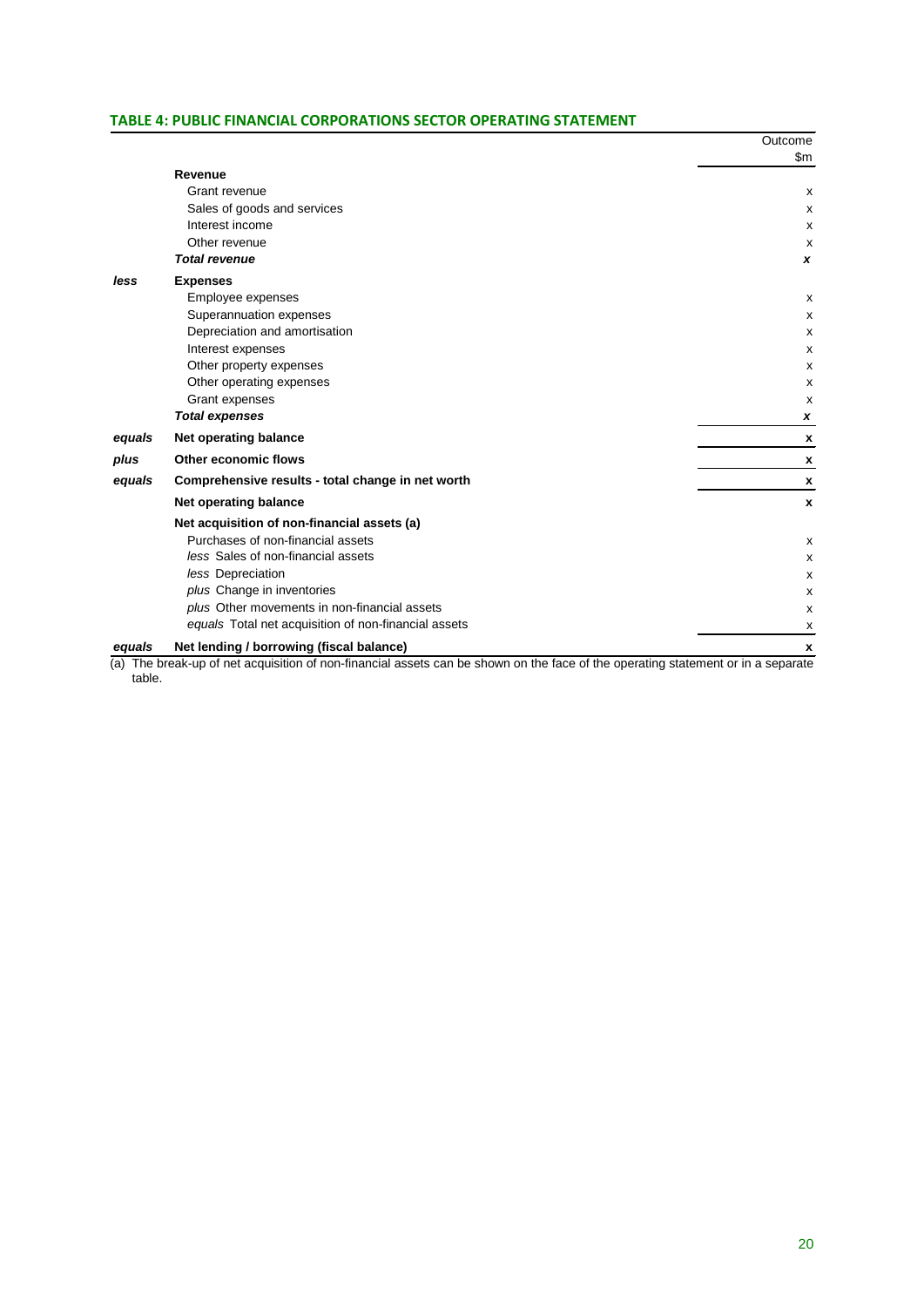### TABLE 4: PUBLIC FINANCIAL CORPORATIONS SECTOR OPERATING STATEMENT

| | | Outcome |
|---|---|---|
| | | $m |
| | **Revenue** | |
| | Grant revenue | x |
| | Sales of goods and services | x |
| | Interest income | x |
| | Other revenue | x |
| | ***Total revenue*** | ***x*** |
| ***less*** | **Expenses** | |
| | Employee expenses | x |
| | Superannuation expenses | x |
| | Depreciation and amortisation | x |
| | Interest expenses | x |
| | Other property expenses | x |
| | Other operating expenses | x |
| | Grant expenses | x |
| | ***Total expenses*** | ***x*** |
| ***equals*** | **Net operating balance** | **x** |
| ***plus*** | **Other economic flows** | **x** |
| ***equals*** | **Comprehensive results - total change in net worth** | **x** |
| | **Net operating balance** | **x** |
| | **Net acquisition of non-financial assets (a)** | |
| | Purchases of non-financial assets | x |
| | *less* Sales of non-financial assets | x |
| | *less* Depreciation | x |
| | *plus* Change in inventories | x |
| | *plus* Other movements in non-financial assets | x |
| | *equals* Total net acquisition of non-financial assets | x |
| ***equals*** | **Net lending / borrowing (fiscal balance)** | **x** |

(a) The break-up of net acquisition of non-financial assets can be shown on the face of the operating statement or in a separate table.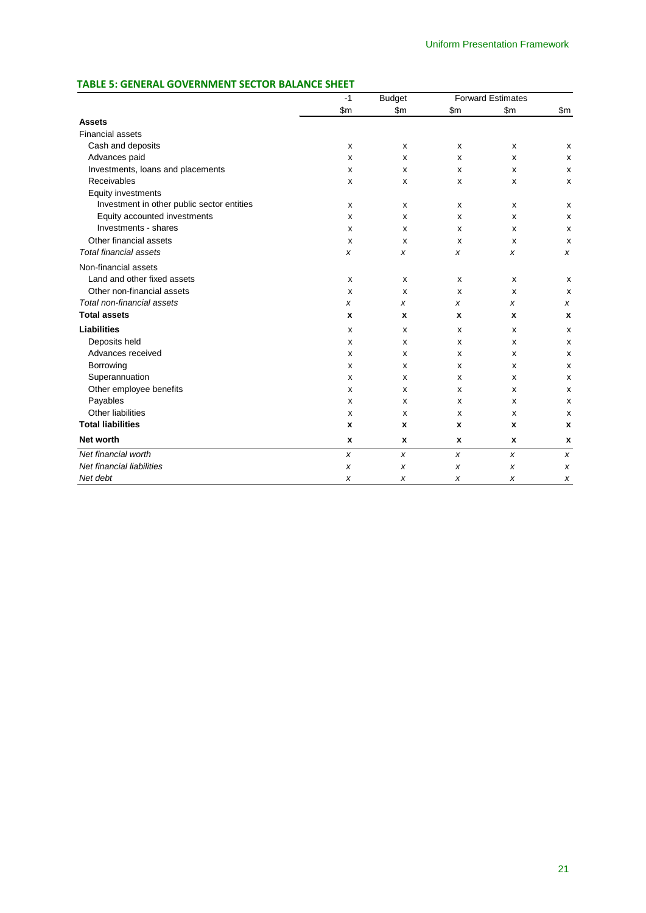### TABLE 5: GENERAL GOVERNMENT SECTOR BALANCE SHEET

| | -1 | Budget | Forward Estimates | | |
|---|---|---|---|---|---|
| | $m | $m | $m | $m | $m |
| **Assets** | | | | | |
| Financial assets | | | | | |
| Cash and deposits | x | x | x | x | x |
| Advances paid | x | x | x | x | x |
| Investments, loans and placements | x | x | x | x | x |
| Receivables | x | x | x | x | x |
| Equity investments | | | | | |
| Investment in other public sector entities | x | x | x | x | x |
| Equity accounted investments | x | x | x | x | x |
| Investments - shares | x | x | x | x | x |
| Other financial assets | x | x | x | x | x |
| *Total financial assets* | *x* | *x* | *x* | *x* | *x* |
| Non-financial assets | | | | | |
| Land and other fixed assets | x | x | x | x | x |
| Other non-financial assets | x | x | x | x | x |
| *Total non-financial assets* | *x* | *x* | *x* | *x* | *x* |
| **Total assets** | **x** | **x** | **x** | **x** | **x** |
| **Liabilities** | x | x | x | x | x |
| Deposits held | x | x | x | x | x |
| Advances received | x | x | x | x | x |
| Borrowing | x | x | x | x | x |
| Superannuation | x | x | x | x | x |
| Other employee benefits | x | x | x | x | x |
| Payables | x | x | x | x | x |
| Other liabilities | x | x | x | x | x |
| **Total liabilities** | **x** | **x** | **x** | **x** | **x** |
| **Net worth** | **x** | **x** | **x** | **x** | **x** |
| *Net financial worth* | *x* | *x* | *x* | *x* | *x* |
| *Net financial liabilities* | *x* | *x* | *x* | *x* | *x* |
| *Net debt* | *x* | *x* | *x* | *x* | *x* |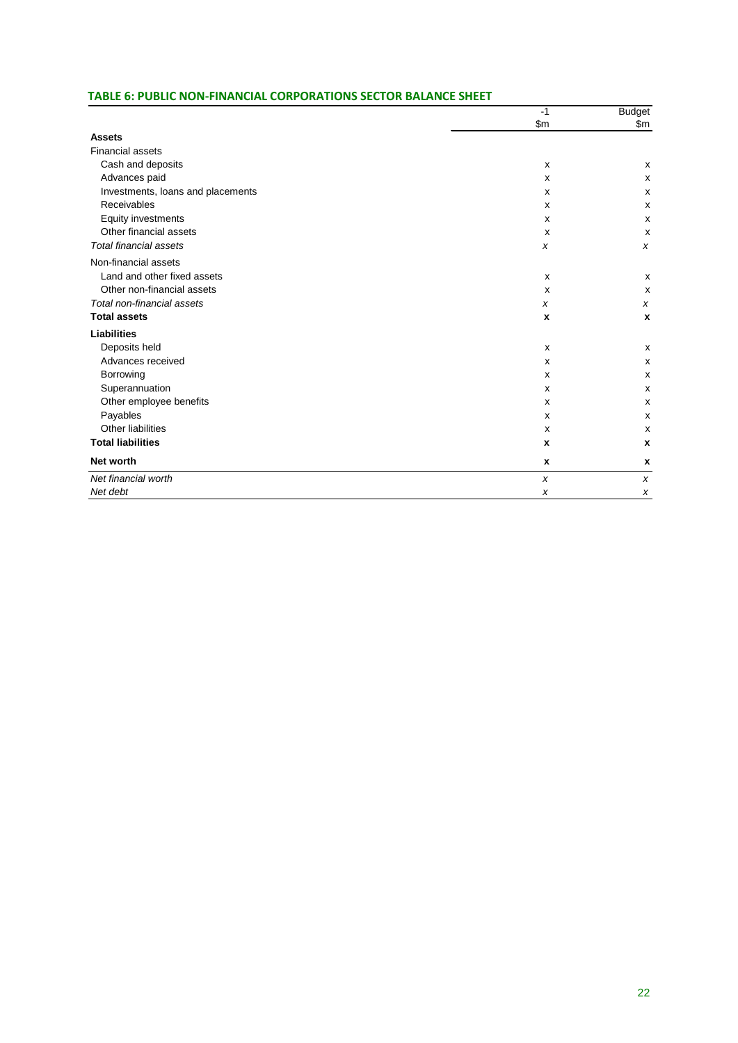### TABLE 6: PUBLIC NON-FINANCIAL CORPORATIONS SECTOR BALANCE SHEET

| | -1 | Budget |
|---|---|---|
| | $m | $m |
| **Assets** | | |
| Financial assets | | |
| Cash and deposits | x | x |
| Advances paid | x | x |
| Investments, loans and placements | x | x |
| Receivables | x | x |
| Equity investments | x | x |
| Other financial assets | x | x |
| *Total financial assets* | *x* | *x* |
| Non-financial assets | | |
| Land and other fixed assets | x | x |
| Other non-financial assets | x | x |
| *Total non-financial assets* | *x* | *x* |
| **Total assets** | **x** | **x** |
| **Liabilities** | | |
| Deposits held | x | x |
| Advances received | x | x |
| Borrowing | x | x |
| Superannuation | x | x |
| Other employee benefits | x | x |
| Payables | x | x |
| Other liabilities | x | x |
| **Total liabilities** | **x** | **x** |
| **Net worth** | **x** | **x** |
| *Net financial worth* | *x* | *x* |
| *Net debt* | *x* | *x* |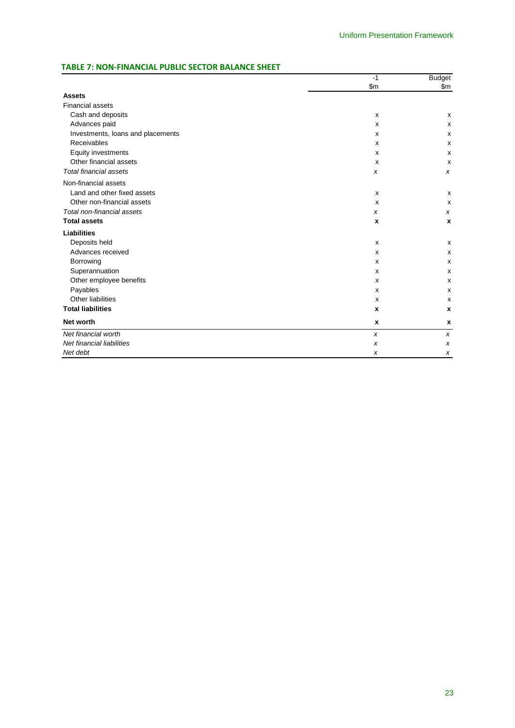## TABLE 7: NON-FINANCIAL PUBLIC SECTOR BALANCE SHEET

| | -1 | Budget |
|---|---|---|
| | $m | $m |
| **Assets** | | |
| Financial assets | | |
| Cash and deposits | x | x |
| Advances paid | x | x |
| Investments, loans and placements | x | x |
| Receivables | x | x |
| Equity investments | x | x |
| Other financial assets | x | x |
| *Total financial assets* | *x* | *x* |
| Non-financial assets | | |
| Land and other fixed assets | x | x |
| Other non-financial assets | x | x |
| *Total non-financial assets* | *x* | *x* |
| **Total assets** | **x** | **x** |
| **Liabilities** | | |
| Deposits held | x | x |
| Advances received | x | x |
| Borrowing | x | x |
| Superannuation | x | x |
| Other employee benefits | x | x |
| Payables | x | x |
| Other liabilities | x | x |
| **Total liabilities** | **x** | **x** |
| **Net worth** | **x** | **x** |
| *Net financial worth* | *x* | *x* |
| *Net financial liabilities* | *x* | *x* |
| *Net debt* | *x* | *x* |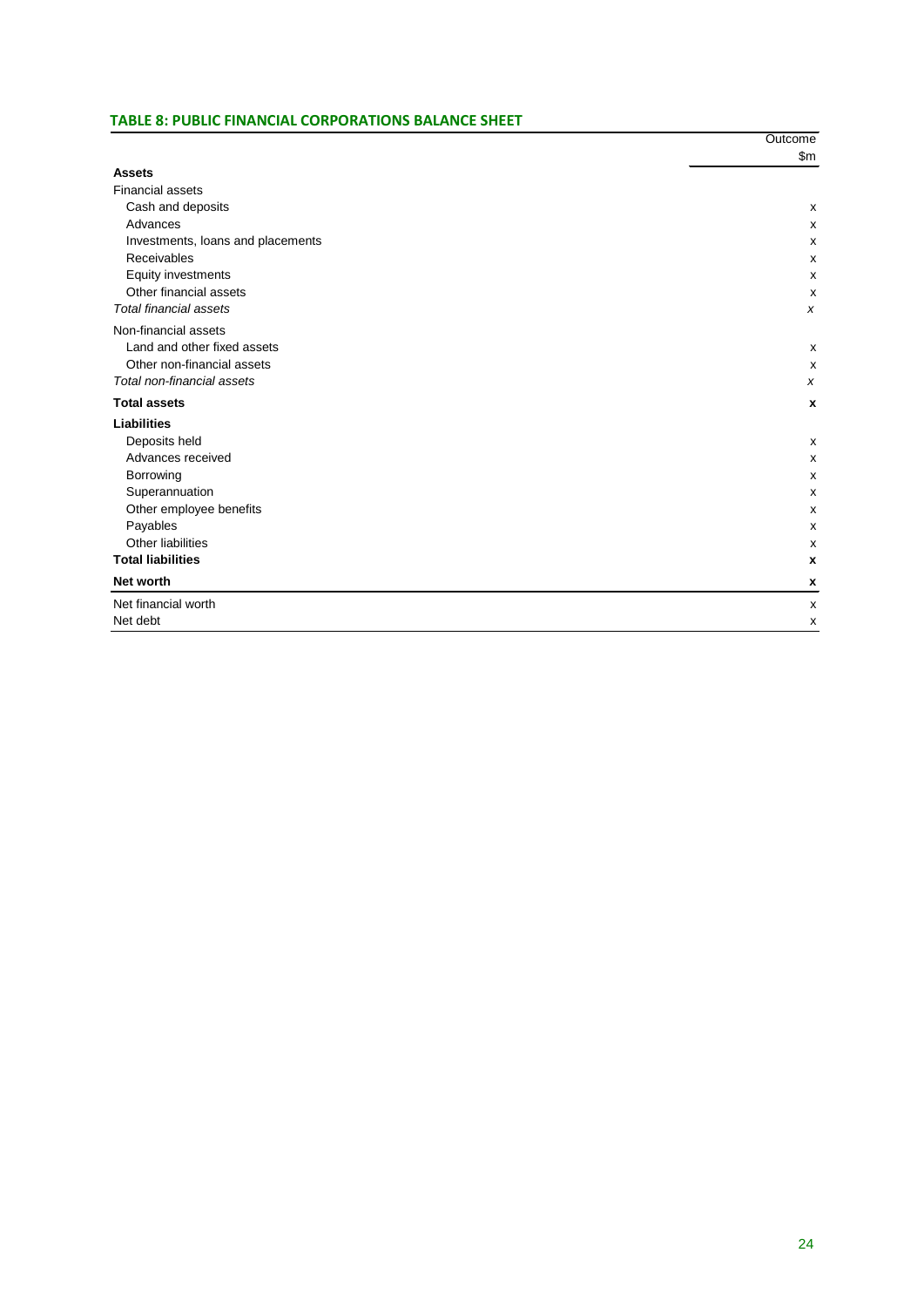## TABLE 8: PUBLIC FINANCIAL CORPORATIONS BALANCE SHEET

| | Outcome |
|---|---|
| | $m |
| **Assets** | |
| Financial assets | |
| Cash and deposits | x |
| Advances | x |
| Investments, loans and placements | x |
| Receivables | x |
| Equity investments | x |
| Other financial assets | x |
| *Total financial assets* | *x* |
| Non-financial assets | |
| Land and other fixed assets | x |
| Other non-financial assets | x |
| *Total non-financial assets* | *x* |
| **Total assets** | **x** |
| **Liabilities** | |
| Deposits held | x |
| Advances received | x |
| Borrowing | x |
| Superannuation | x |
| Other employee benefits | x |
| Payables | x |
| Other liabilities | x |
| **Total liabilities** | **x** |
| **Net worth** | **x** |
| Net financial worth | x |
| Net debt | x |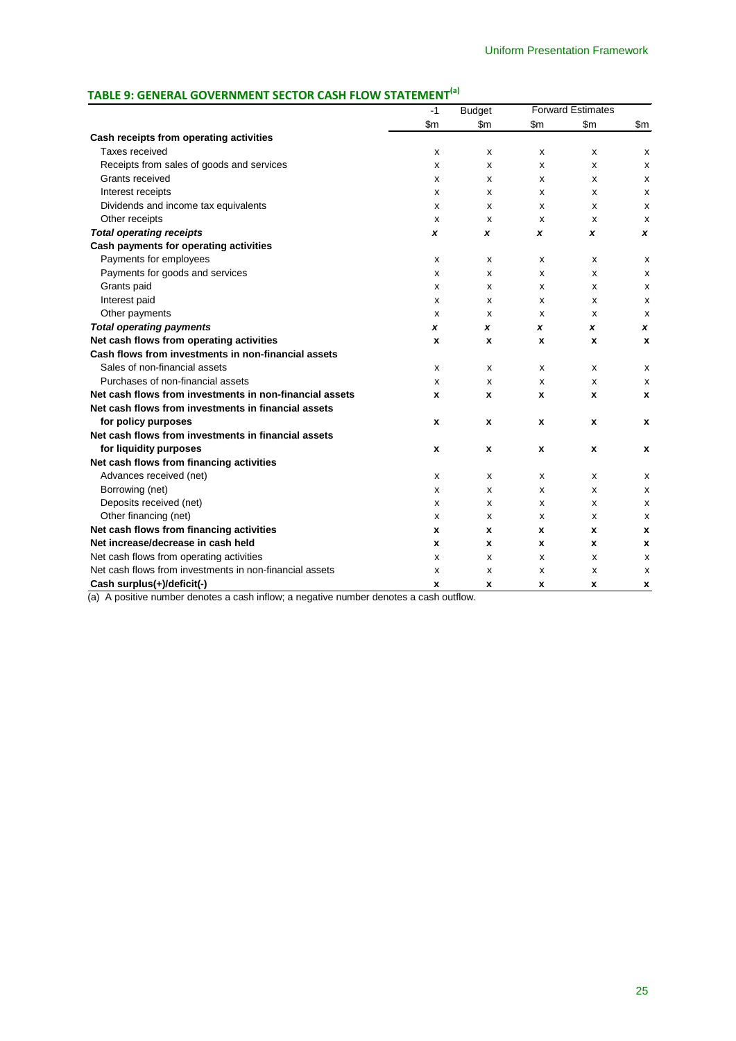### TABLE 9: GENERAL GOVERNMENT SECTOR CASH FLOW STATEMENT[(a)]

| | -1 | Budget | Forward Estimates | | |
|---|---|---|---|---|---|
| | $m | $m | $m | $m | $m |
| **Cash receipts from operating activities** | | | | | |
| Taxes received | x | x | x | x | x |
| Receipts from sales of goods and services | x | x | x | x | x |
| Grants received | x | x | x | x | x |
| Interest receipts | x | x | x | x | x |
| Dividends and income tax equivalents | x | x | x | x | x |
| Other receipts | x | x | x | x | x |
| ***Total operating receipts*** | ***x*** | ***x*** | ***x*** | ***x*** | ***x*** |
| **Cash payments for operating activities** | | | | | |
| Payments for employees | x | x | x | x | x |
| Payments for goods and services | x | x | x | x | x |
| Grants paid | x | x | x | x | x |
| Interest paid | x | x | x | x | x |
| Other payments | x | x | x | x | x |
| ***Total operating payments*** | ***x*** | ***x*** | ***x*** | ***x*** | ***x*** |
| **Net cash flows from operating activities** | **x** | **x** | **x** | **x** | **x** |
| **Cash flows from investments in non-financial assets** | | | | | |
| Sales of non-financial assets | x | x | x | x | x |
| Purchases of non-financial assets | x | x | x | x | x |
| **Net cash flows from investments in non-financial assets** | **x** | **x** | **x** | **x** | **x** |
| **Net cash flows from investments in financial assets for policy purposes** | **x** | **x** | **x** | **x** | **x** |
| **Net cash flows from investments in financial assets for liquidity purposes** | **x** | **x** | **x** | **x** | **x** |
| **Net cash flows from financing activities** | | | | | |
| Advances received (net) | x | x | x | x | x |
| Borrowing (net) | x | x | x | x | x |
| Deposits received (net) | x | x | x | x | x |
| Other financing (net) | x | x | x | x | x |
| **Net cash flows from financing activities** | **x** | **x** | **x** | **x** | **x** |
| **Net increase/decrease in cash held** | **x** | **x** | **x** | **x** | **x** |
| Net cash flows from operating activities | x | x | x | x | x |
| Net cash flows from investments in non-financial assets | x | x | x | x | x |
| **Cash surplus(+)/deficit(-)** | **x** | **x** | **x** | **x** | **x** |

(a) A positive number denotes a cash inflow; a negative number denotes a cash outflow.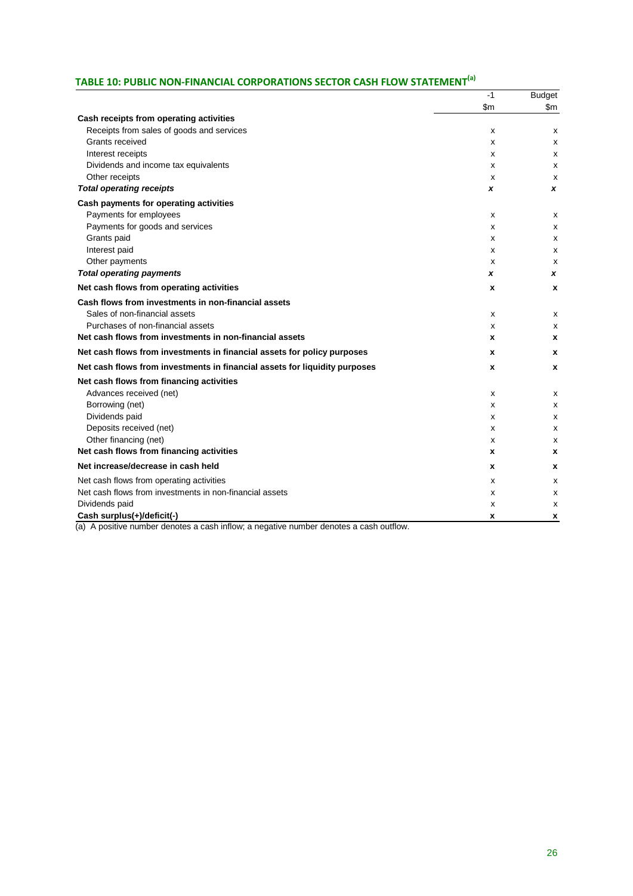## TABLE 10: PUBLIC NON-FINANCIAL CORPORATIONS SECTOR CASH FLOW STATEMENT[(a)]

| | -1 | Budget |
|---|---|---|
| | $m | $m |
| **Cash receipts from operating activities** | | |
| Receipts from sales of goods and services | x | x |
| Grants received | x | x |
| Interest receipts | x | x |
| Dividends and income tax equivalents | x | x |
| Other receipts | x | x |
| ***Total operating receipts*** | ***x*** | ***x*** |
| **Cash payments for operating activities** | | |
| Payments for employees | x | x |
| Payments for goods and services | x | x |
| Grants paid | x | x |
| Interest paid | x | x |
| Other payments | x | x |
| ***Total operating payments*** | ***x*** | ***x*** |
| **Net cash flows from operating activities** | **x** | **x** |
| **Cash flows from investments in non-financial assets** | | |
| Sales of non-financial assets | x | x |
| Purchases of non-financial assets | x | x |
| **Net cash flows from investments in non-financial assets** | **x** | **x** |
| **Net cash flows from investments in financial assets for policy purposes** | **x** | **x** |
| **Net cash flows from investments in financial assets for liquidity purposes** | **x** | **x** |
| **Net cash flows from financing activities** | | |
| Advances received (net) | x | x |
| Borrowing (net) | x | x |
| Dividends paid | x | x |
| Deposits received (net) | x | x |
| Other financing (net) | x | x |
| **Net cash flows from financing activities** | **x** | **x** |
| **Net increase/decrease in cash held** | **x** | **x** |
| Net cash flows from operating activities | x | x |
| Net cash flows from investments in non-financial assets | x | x |
| Dividends paid | x | x |
| **Cash surplus(+)/deficit(-)** | **x** | **x** |

(a) A positive number denotes a cash inflow; a negative number denotes a cash outflow.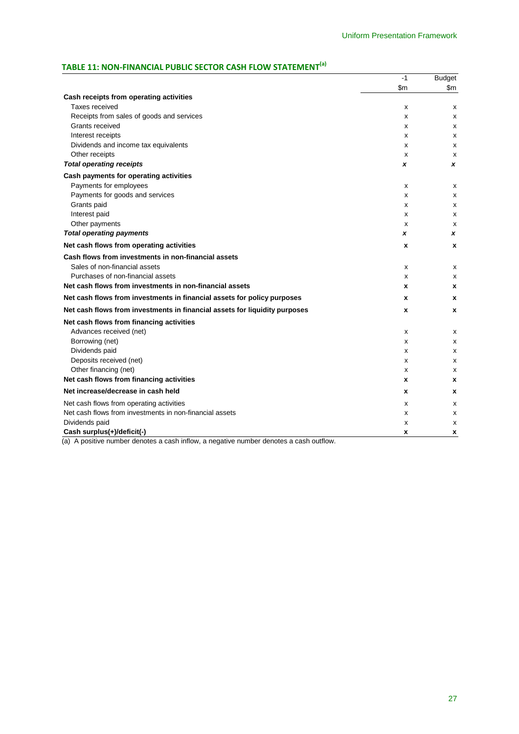### TABLE 11: NON-FINANCIAL PUBLIC SECTOR CASH FLOW STATEMENT[(a)]

| | -1 | Budget |
|---|---|---|
| | $m | $m |
| **Cash receipts from operating activities** | | |
| Taxes received | x | x |
| Receipts from sales of goods and services | x | x |
| Grants received | x | x |
| Interest receipts | x | x |
| Dividends and income tax equivalents | x | x |
| Other receipts | x | x |
| ***Total operating receipts*** | ***x*** | ***x*** |
| **Cash payments for operating activities** | | |
| Payments for employees | x | x |
| Payments for goods and services | x | x |
| Grants paid | x | x |
| Interest paid | x | x |
| Other payments | x | x |
| ***Total operating payments*** | ***x*** | ***x*** |
| **Net cash flows from operating activities** | **x** | **x** |
| **Cash flows from investments in non-financial assets** | | |
| Sales of non-financial assets | x | x |
| Purchases of non-financial assets | x | x |
| **Net cash flows from investments in non-financial assets** | **x** | **x** |
| **Net cash flows from investments in financial assets for policy purposes** | **x** | **x** |
| **Net cash flows from investments in financial assets for liquidity purposes** | **x** | **x** |
| **Net cash flows from financing activities** | | |
| Advances received (net) | x | x |
| Borrowing (net) | x | x |
| Dividends paid | x | x |
| Deposits received (net) | x | x |
| Other financing (net) | x | x |
| **Net cash flows from financing activities** | **x** | **x** |
| **Net increase/decrease in cash held** | **x** | **x** |
| Net cash flows from operating activities | x | x |
| Net cash flows from investments in non-financial assets | x | x |
| Dividends paid | x | x |
| **Cash surplus(+)/deficit(-)** | **x** | **x** |

(a) A positive number denotes a cash inflow, a negative number denotes a cash outflow.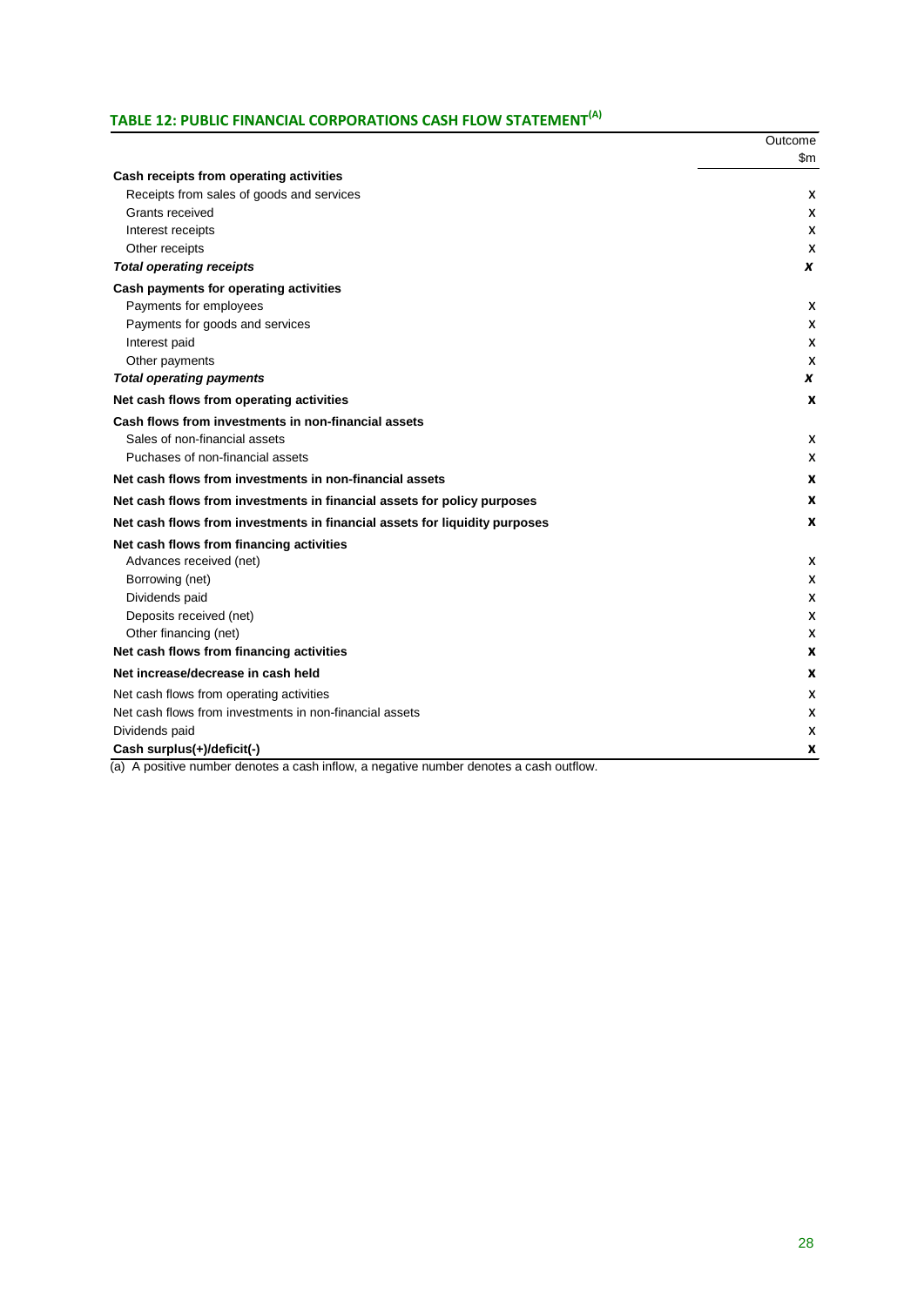## TABLE 12: PUBLIC FINANCIAL CORPORATIONS CASH FLOW STATEMENT[(A)]

| | Outcome |
|---|---|
| | $m |
| **Cash receipts from operating activities** | |
| Receipts from sales of goods and services | x |
| Grants received | x |
| Interest receipts | x |
| Other receipts | x |
| ***Total operating receipts*** | ***x*** |
| **Cash payments for operating activities** | |
| Payments for employees | x |
| Payments for goods and services | x |
| Interest paid | x |
| Other payments | x |
| ***Total operating payments*** | ***x*** |
| **Net cash flows from operating activities** | **x** |
| **Cash flows from investments in non-financial assets** | |
| Sales of non-financial assets | x |
| Puchases of non-financial assets | x |
| **Net cash flows from investments in non-financial assets** | **x** |
| **Net cash flows from investments in financial assets for policy purposes** | **x** |
| **Net cash flows from investments in financial assets for liquidity purposes** | **x** |
| **Net cash flows from financing activities** | |
| Advances received (net) | x |
| Borrowing (net) | x |
| Dividends paid | x |
| Deposits received (net) | x |
| Other financing (net) | x |
| **Net cash flows from financing activities** | **x** |
| **Net increase/decrease in cash held** | **x** |
| Net cash flows from operating activities | x |
| Net cash flows from investments in non-financial assets | x |
| Dividends paid | x |
| **Cash surplus(+)/deficit(-)** | **x** |

(a) A positive number denotes a cash inflow, a negative number denotes a cash outflow.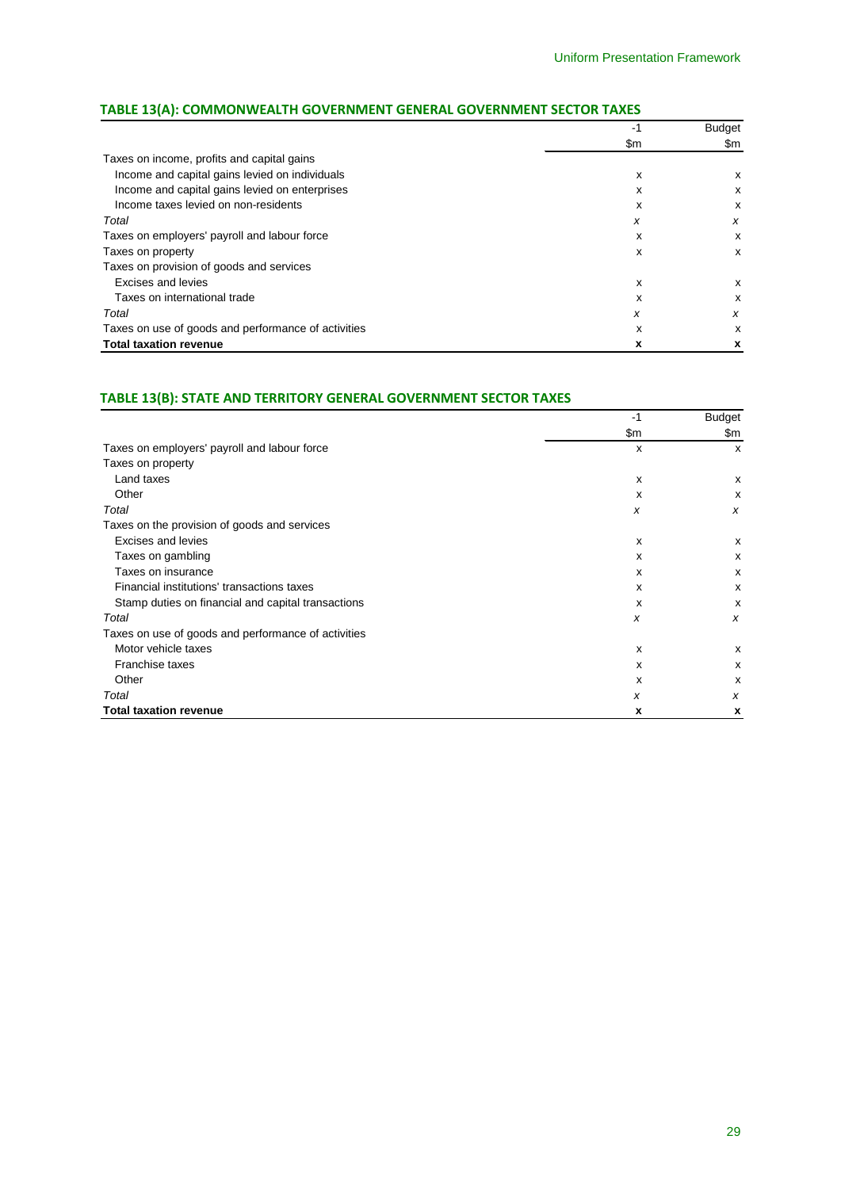### TABLE 13(A): COMMONWEALTH GOVERNMENT GENERAL GOVERNMENT SECTOR TAXES

| | -1 | Budget |
|---|---|---|
| | $m | $m |
| Taxes on income, profits and capital gains | | |
| Income and capital gains levied on individuals | x | x |
| Income and capital gains levied on enterprises | x | x |
| Income taxes levied on non-residents | x | x |
| *Total* | *x* | *x* |
| Taxes on employers' payroll and labour force | x | x |
| Taxes on property | x | x |
| Taxes on provision of goods and services | | |
| Excises and levies | x | x |
| Taxes on international trade | x | x |
| *Total* | *x* | *x* |
| Taxes on use of goods and performance of activities | x | x |
| **Total taxation revenue** | **x** | **x** |

### TABLE 13(B): STATE AND TERRITORY GENERAL GOVERNMENT SECTOR TAXES

| | -1 | Budget |
|---|---|---|
| | $m | $m |
| Taxes on employers' payroll and labour force | x | x |
| Taxes on property | | |
| Land taxes | x | x |
| Other | x | x |
| *Total* | *x* | *x* |
| Taxes on the provision of goods and services | | |
| Excises and levies | x | x |
| Taxes on gambling | x | x |
| Taxes on insurance | x | x |
| Financial institutions' transactions taxes | x | x |
| Stamp duties on financial and capital transactions | x | x |
| *Total* | *x* | *x* |
| Taxes on use of goods and performance of activities | | |
| Motor vehicle taxes | x | x |
| Franchise taxes | x | x |
| Other | x | x |
| *Total* | *x* | *x* |
| **Total taxation revenue** | **x** | **x** |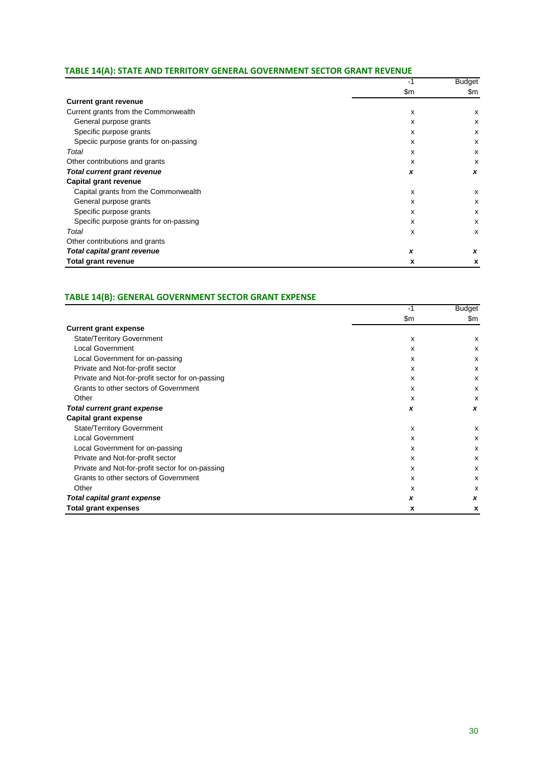### TABLE 14(A): STATE AND TERRITORY GENERAL GOVERNMENT SECTOR GRANT REVENUE

| | -1 | Budget |
|---|---|---|
| | $m | $m |
| **Current grant revenue** | | |
| Current grants from the Commonwealth | x | x |
| General purpose grants | x | x |
| Specific purpose grants | x | x |
| Speciic purpose grants for on-passing | x | x |
| *Total* | x | x |
| Other contributions and grants | x | x |
| ***Total current grant revenue*** | ***x*** | ***x*** |
| **Capital grant revenue** | | |
| Capital grants from the Commonwealth | x | x |
| General purpose grants | x | x |
| Specific purpose grants | x | x |
| Specific purpose grants for on-passing | x | x |
| *Total* | x | x |
| Other contributions and grants | | |
| ***Total capital grant revenue*** | ***x*** | ***x*** |
| **Total grant revenue** | **x** | **x** |

### TABLE 14(B): GENERAL GOVERNMENT SECTOR GRANT EXPENSE

| | -1 | Budget |
|---|---|---|
| | $m | $m |
| **Current grant expense** | | |
| State/Territory Government | x | x |
| Local Government | x | x |
| Local Government for on-passing | x | x |
| Private and Not-for-profit sector | x | x |
| Private and Not-for-profit sector for on-passing | x | x |
| Grants to other sectors of Government | x | x |
| Other | x | x |
| ***Total current grant expense*** | ***x*** | ***x*** |
| **Capital grant expense** | | |
| State/Territory Government | x | x |
| Local Government | x | x |
| Local Government for on-passing | x | x |
| Private and Not-for-profit sector | x | x |
| Private and Not-for-profit sector for on-passing | x | x |
| Grants to other sectors of Government | x | x |
| Other | x | x |
| ***Total capital grant expense*** | ***x*** | ***x*** |
| **Total grant expenses** | **x** | **x** |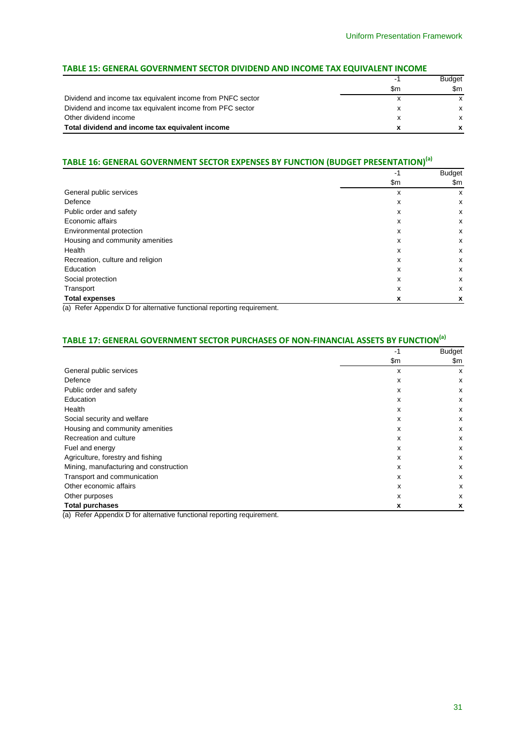## TABLE 15: GENERAL GOVERNMENT SECTOR DIVIDEND AND INCOME TAX EQUIVALENT INCOME

| | -1 | Budget |
|---|---|---|
| | $m | $m |
| Dividend and income tax equivalent income from PNFC sector | x | x |
| Dividend and income tax equivalent income from PFC sector | x | x |
| Other dividend income | x | x |
| **Total dividend and income tax equivalent income** | **x** | **x** |

## TABLE 16: GENERAL GOVERNMENT SECTOR EXPENSES BY FUNCTION (BUDGET PRESENTATION)[(a)]

| | -1 | Budget |
|---|---|---|
| | $m | $m |
| General public services | x | x |
| Defence | x | x |
| Public order and safety | x | x |
| Economic affairs | x | x |
| Environmental protection | x | x |
| Housing and community amenities | x | x |
| Health | x | x |
| Recreation, culture and religion | x | x |
| Education | x | x |
| Social protection | x | x |
| Transport | x | x |
| **Total expenses** | **x** | **x** |

(a) Refer Appendix D for alternative functional reporting requirement.

## TABLE 17: GENERAL GOVERNMENT SECTOR PURCHASES OF NON-FINANCIAL ASSETS BY FUNCTION[(a)]

| | -1 | Budget |
|---|---|---|
| | $m | $m |
| General public services | x | x |
| Defence | x | x |
| Public order and safety | x | x |
| Education | x | x |
| Health | x | x |
| Social security and welfare | x | x |
| Housing and community amenities | x | x |
| Recreation and culture | x | x |
| Fuel and energy | x | x |
| Agriculture, forestry and fishing | x | x |
| Mining, manufacturing and construction | x | x |
| Transport and communication | x | x |
| Other economic affairs | x | x |
| Other purposes | x | x |
| **Total purchases** | **x** | **x** |

(a) Refer Appendix D for alternative functional reporting requirement.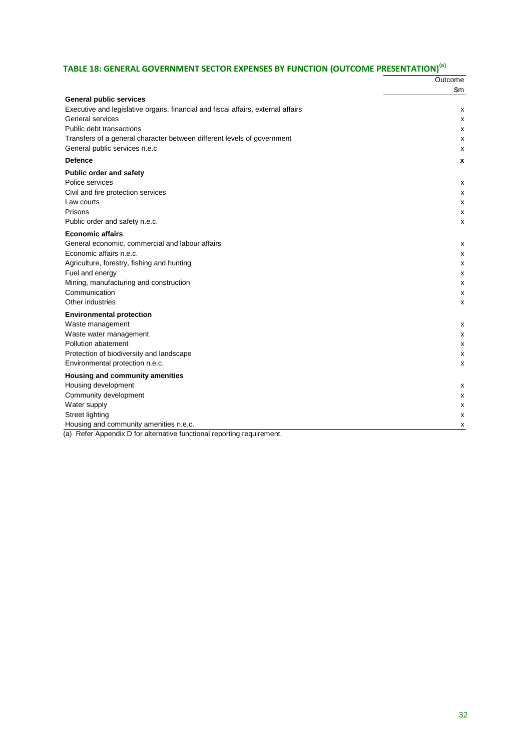## TABLE 18: GENERAL GOVERNMENT SECTOR EXPENSES BY FUNCTION (OUTCOME PRESENTATION)[(a)]

| | Outcome |
|---|---|
| | $m |
| **General public services** | |
| Executive and legislative organs, financial and fiscal affairs, external affairs | x |
| General services | x |
| Public debt transactions | x |
| Transfers of a general character between different levels of government | x |
| General public services n.e.c | x |
| **Defence** | **x** |
| **Public order and safety** | |
| Police services | x |
| Civil and fire protection services | x |
| Law courts | x |
| Prisons | x |
| Public order and safety n.e.c. | x |
| **Economic affairs** | |
| General economic, commercial and labour affairs | x |
| Economic affairs n.e.c. | x |
| Agriculture, forestry, fishing and hunting | x |
| Fuel and energy | x |
| Mining, manufacturing and construction | x |
| Communication | x |
| Other industries | x |
| **Environmental protection** | |
| Waste management | x |
| Waste water management | x |
| Pollution abatement | x |
| Protection of biodiversity and landscape | x |
| Environmental protection n.e.c. | x |
| **Housing and community amenities** | |
| Housing development | x |
| Community development | x |
| Water supply | x |
| Street lighting | x |
| Housing and community amenities n.e.c. | x |

(a) Refer Appendix D for alternative functional reporting requirement.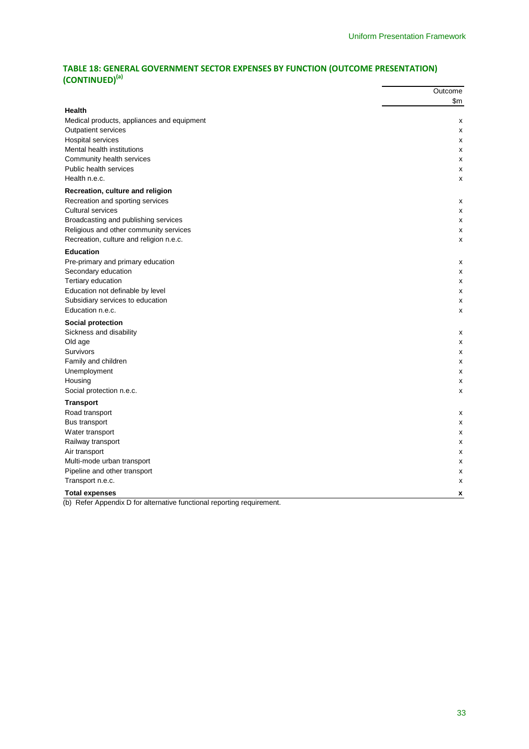### TABLE 18: GENERAL GOVERNMENT SECTOR EXPENSES BY FUNCTION (OUTCOME PRESENTATION) (CONTINUED)[a]

| | Outcome |
|---|---|
| | $m |
| **Health** | |
| Medical products, appliances and equipment | x |
| Outpatient services | x |
| Hospital services | x |
| Mental health institutions | x |
| Community health services | x |
| Public health services | x |
| Health n.e.c. | x |
| **Recreation, culture and religion** | |
| Recreation and sporting services | x |
| Cultural services | x |
| Broadcasting and publishing services | x |
| Religious and other community services | x |
| Recreation, culture and religion n.e.c. | x |
| **Education** | |
| Pre-primary and primary education | x |
| Secondary education | x |
| Tertiary education | x |
| Education not definable by level | x |
| Subsidiary services to education | x |
| Education n.e.c. | x |
| **Social protection** | |
| Sickness and disability | x |
| Old age | x |
| Survivors | x |
| Family and children | x |
| Unemployment | x |
| Housing | x |
| Social protection n.e.c. | x |
| **Transport** | |
| Road transport | x |
| Bus transport | x |
| Water transport | x |
| Railway transport | x |
| Air transport | x |
| Multi-mode urban transport | x |
| Pipeline and other transport | x |
| Transport n.e.c. | x |
| **Total expenses** | **x** |

(b) Refer Appendix D for alternative functional reporting requirement.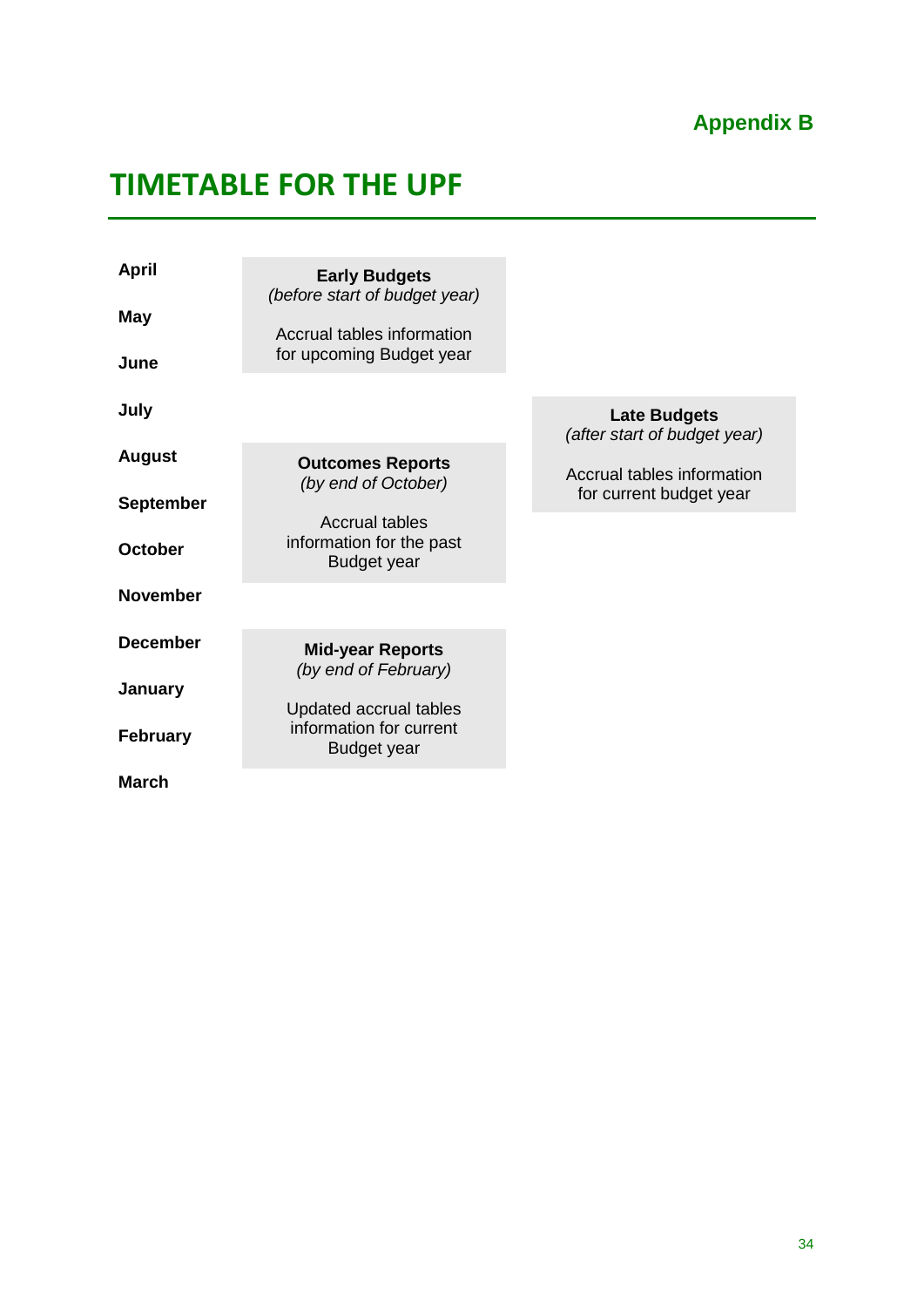**Appendix B**

# TIMETABLE FOR THE UPF

| Month | | |
|---|---|---|
| April | **Early Budgets**<br>*(before start of budget year)*<br><br>Accrual tables information for upcoming Budget year | |
| May | | |
| June | | |
| July | | **Late Budgets**<br>*(after start of budget year)*<br><br>Accrual tables information for current budget year |
| August | **Outcomes Reports**<br>*(by end of October)*<br><br>Accrual tables information for the past Budget year | |
| September | | |
| October | | |
| November | | |
| December | **Mid-year Reports**<br>*(by end of February)*<br><br>Updated accrual tables information for current Budget year | |
| January | | |
| February | | |
| March | | |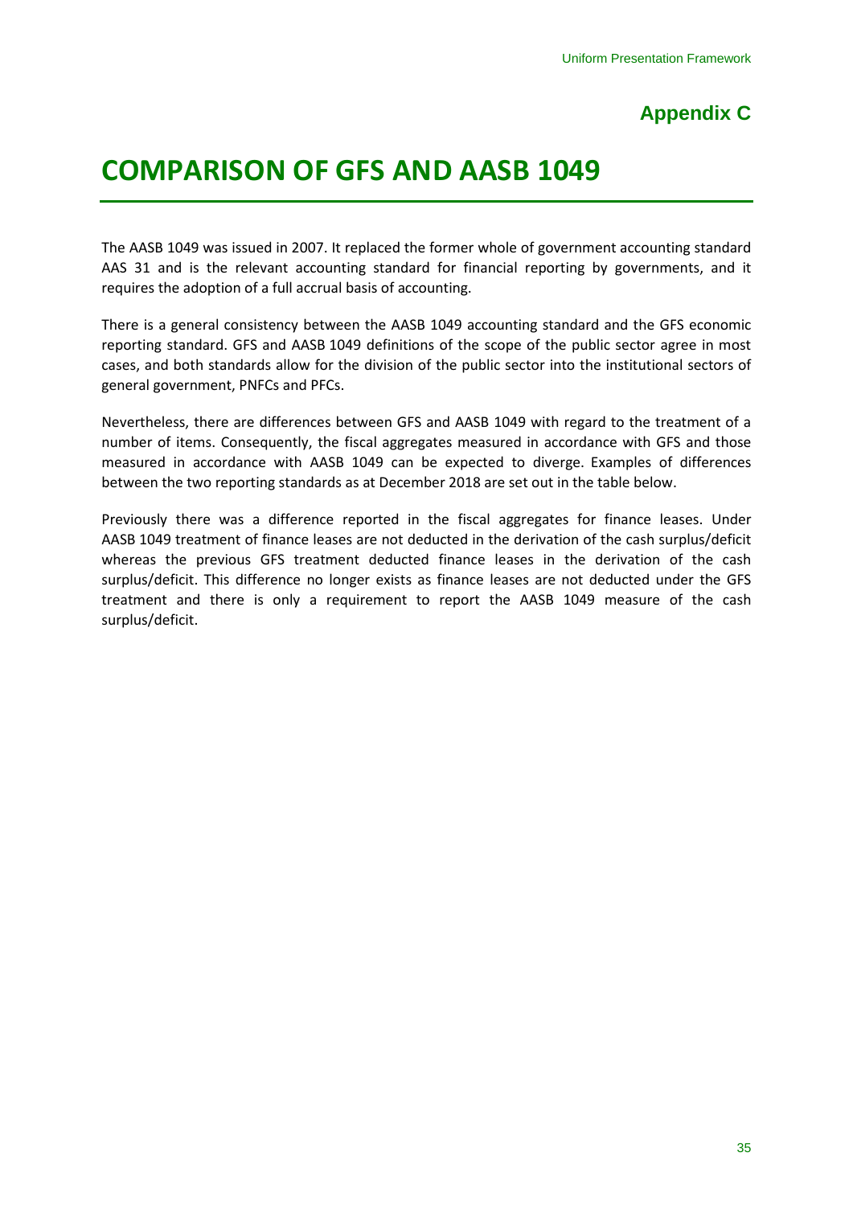## Appendix C

# COMPARISON OF GFS AND AASB 1049

The AASB 1049 was issued in 2007. It replaced the former whole of government accounting standard AAS 31 and is the relevant accounting standard for financial reporting by governments, and it requires the adoption of a full accrual basis of accounting.

There is a general consistency between the AASB 1049 accounting standard and the GFS economic reporting standard. GFS and AASB 1049 definitions of the scope of the public sector agree in most cases, and both standards allow for the division of the public sector into the institutional sectors of general government, PNFCs and PFCs.

Nevertheless, there are differences between GFS and AASB 1049 with regard to the treatment of a number of items. Consequently, the fiscal aggregates measured in accordance with GFS and those measured in accordance with AASB 1049 can be expected to diverge. Examples of differences between the two reporting standards as at December 2018 are set out in the table below.

Previously there was a difference reported in the fiscal aggregates for finance leases. Under AASB 1049 treatment of finance leases are not deducted in the derivation of the cash surplus/deficit whereas the previous GFS treatment deducted finance leases in the derivation of the cash surplus/deficit. This difference no longer exists as finance leases are not deducted under the GFS treatment and there is only a requirement to report the AASB 1049 measure of the cash surplus/deficit.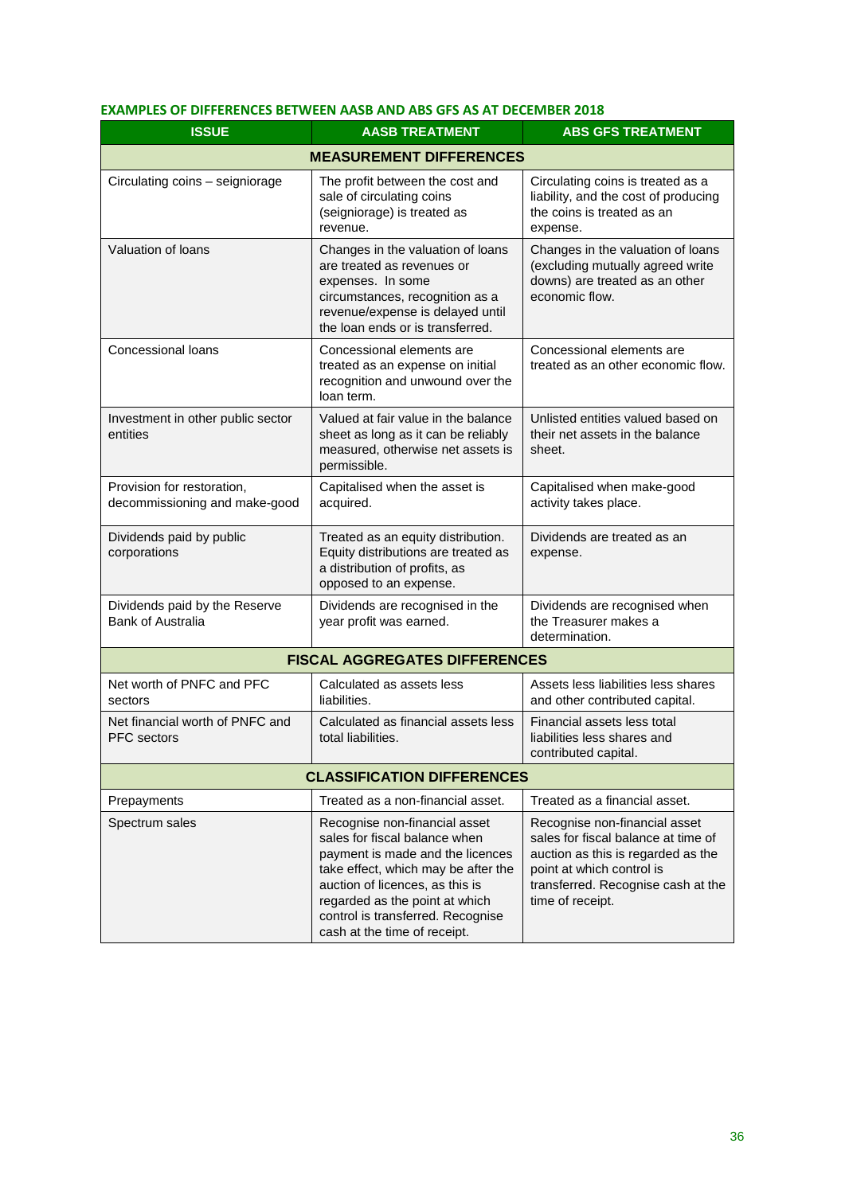**EXAMPLES OF DIFFERENCES BETWEEN AASB AND ABS GFS AS AT DECEMBER 2018**

| ISSUE | AASB TREATMENT | ABS GFS TREATMENT |
|---|---|---|
| **MEASUREMENT DIFFERENCES** | | |
| Circulating coins – seigniorage | The profit between the cost and sale of circulating coins (seigniorage) is treated as revenue. | Circulating coins is treated as a liability, and the cost of producing the coins is treated as an expense. |
| Valuation of loans | Changes in the valuation of loans are treated as revenues or expenses. In some circumstances, recognition as a revenue/expense is delayed until the loan ends or is transferred. | Changes in the valuation of loans (excluding mutually agreed write downs) are treated as an other economic flow. |
| Concessional loans | Concessional elements are treated as an expense on initial recognition and unwound over the loan term. | Concessional elements are treated as an other economic flow. |
| Investment in other public sector entities | Valued at fair value in the balance sheet as long as it can be reliably measured, otherwise net assets is permissible. | Unlisted entities valued based on their net assets in the balance sheet. |
| Provision for restoration, decommissioning and make-good | Capitalised when the asset is acquired. | Capitalised when make-good activity takes place. |
| Dividends paid by public corporations | Treated as an equity distribution. Equity distributions are treated as a distribution of profits, as opposed to an expense. | Dividends are treated as an expense. |
| Dividends paid by the Reserve Bank of Australia | Dividends are recognised in the year profit was earned. | Dividends are recognised when the Treasurer makes a determination. |
| **FISCAL AGGREGATES DIFFERENCES** | | |
| Net worth of PNFC and PFC sectors | Calculated as assets less liabilities. | Assets less liabilities less shares and other contributed capital. |
| Net financial worth of PNFC and PFC sectors | Calculated as financial assets less total liabilities. | Financial assets less total liabilities less shares and contributed capital. |
| **CLASSIFICATION DIFFERENCES** | | |
| Prepayments | Treated as a non-financial asset. | Treated as a financial asset. |
| Spectrum sales | Recognise non-financial asset sales for fiscal balance when payment is made and the licences take effect, which may be after the auction of licences, as this is regarded as the point at which control is transferred. Recognise cash at the time of receipt. | Recognise non-financial asset sales for fiscal balance at time of auction as this is regarded as the point at which control is transferred. Recognise cash at the time of receipt. |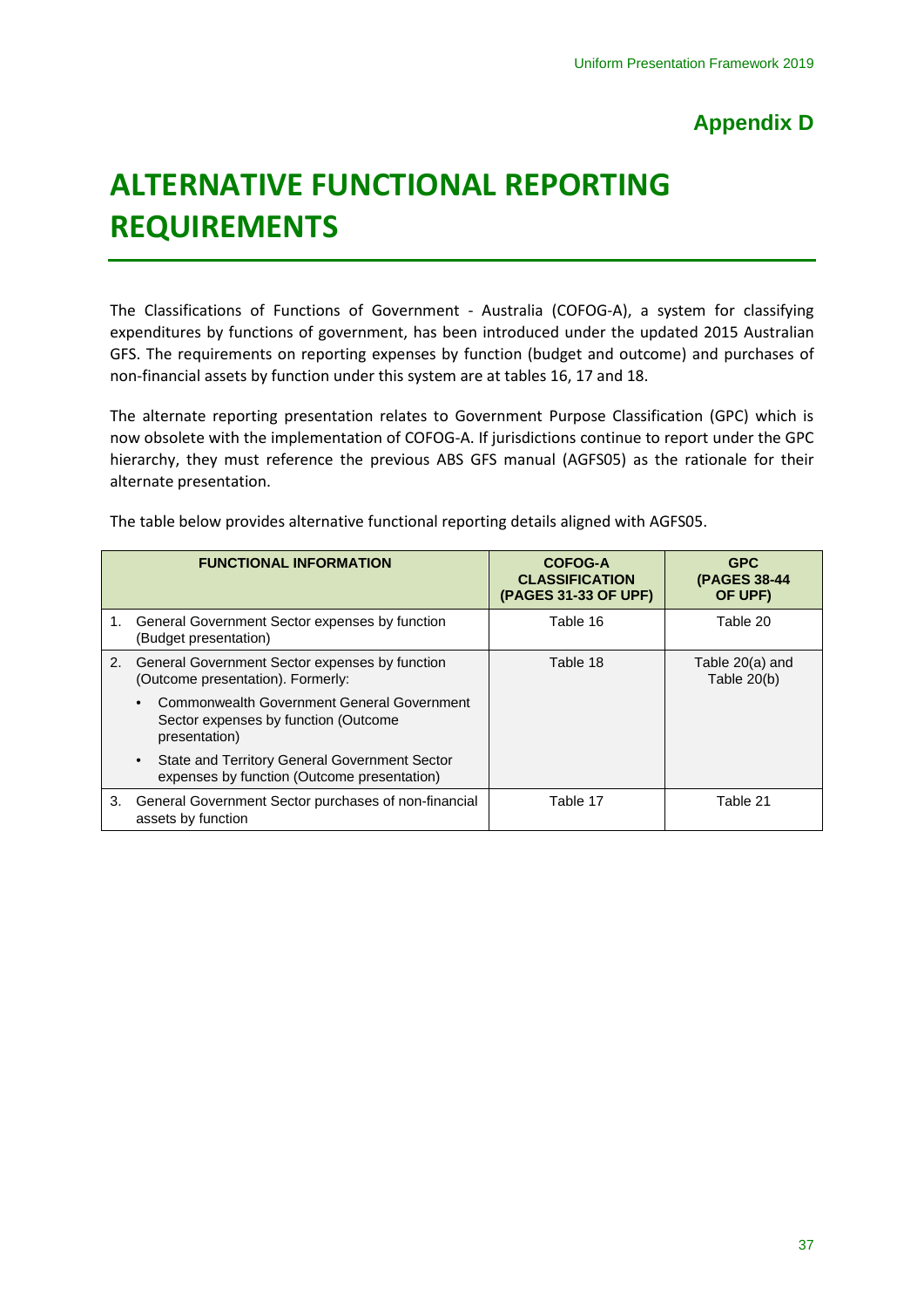## Appendix D

# ALTERNATIVE FUNCTIONAL REPORTING REQUIREMENTS

The Classifications of Functions of Government - Australia (COFOG-A), a system for classifying expenditures by functions of government, has been introduced under the updated 2015 Australian GFS. The requirements on reporting expenses by function (budget and outcome) and purchases of non-financial assets by function under this system are at tables 16, 17 and 18.

The alternate reporting presentation relates to Government Purpose Classification (GPC) which is now obsolete with the implementation of COFOG-A. If jurisdictions continue to report under the GPC hierarchy, they must reference the previous ABS GFS manual (AGFS05) as the rationale for their alternate presentation.

The table below provides alternative functional reporting details aligned with AGFS05.

| FUNCTIONAL INFORMATION | COFOG-A CLASSIFICATION (PAGES 31-33 OF UPF) | GPC (PAGES 38-44 OF UPF) |
|---|---|---|
| 1. General Government Sector expenses by function (Budget presentation) | Table 16 | Table 20 |
| 2. General Government Sector expenses by function (Outcome presentation). Formerly:<br>• Commonwealth Government General Government Sector expenses by function (Outcome presentation)<br>• State and Territory General Government Sector expenses by function (Outcome presentation) | Table 18 | Table 20(a) and Table 20(b) |
| 3. General Government Sector purchases of non-financial assets by function | Table 17 | Table 21 |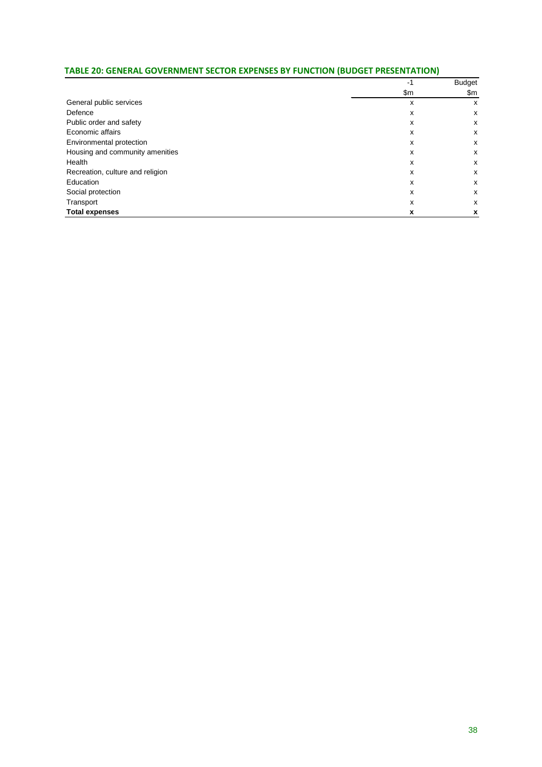### TABLE 20: GENERAL GOVERNMENT SECTOR EXPENSES BY FUNCTION (BUDGET PRESENTATION)

| | -1 | Budget |
|---|---|---|
| | $m | $m |
| General public services | x | x |
| Defence | x | x |
| Public order and safety | x | x |
| Economic affairs | x | x |
| Environmental protection | x | x |
| Housing and community amenities | x | x |
| Health | x | x |
| Recreation, culture and religion | x | x |
| Education | x | x |
| Social protection | x | x |
| Transport | x | x |
| **Total expenses** | **x** | **x** |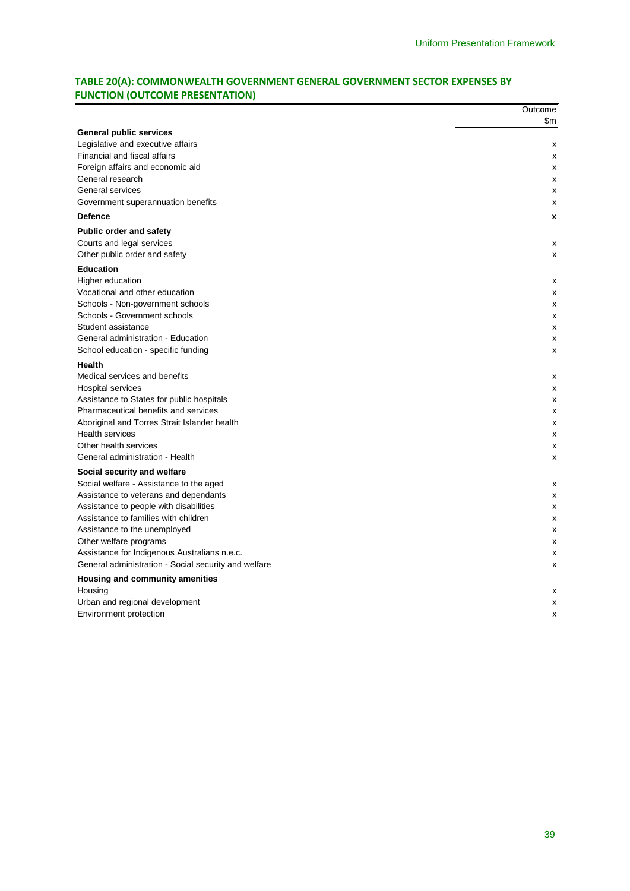### TABLE 20(A): COMMONWEALTH GOVERNMENT GENERAL GOVERNMENT SECTOR EXPENSES BY FUNCTION (OUTCOME PRESENTATION)

| | Outcome |
|---|---|
| | $m |
| **General public services** | |
| Legislative and executive affairs | x |
| Financial and fiscal affairs | x |
| Foreign affairs and economic aid | x |
| General research | x |
| General services | x |
| Government superannuation benefits | x |
| **Defence** | **x** |
| **Public order and safety** | |
| Courts and legal services | x |
| Other public order and safety | x |
| **Education** | |
| Higher education | x |
| Vocational and other education | x |
| Schools - Non-government schools | x |
| Schools - Government schools | x |
| Student assistance | x |
| General administration - Education | x |
| School education - specific funding | x |
| **Health** | |
| Medical services and benefits | x |
| Hospital services | x |
| Assistance to States for public hospitals | x |
| Pharmaceutical benefits and services | x |
| Aboriginal and Torres Strait Islander health | x |
| Health services | x |
| Other health services | x |
| General administration - Health | x |
| **Social security and welfare** | |
| Social welfare - Assistance to the aged | x |
| Assistance to veterans and dependants | x |
| Assistance to people with disabilities | x |
| Assistance to families with children | x |
| Assistance to the unemployed | x |
| Other welfare programs | x |
| Assistance for Indigenous Australians n.e.c. | x |
| General administration - Social security and welfare | x |
| **Housing and community amenities** | |
| Housing | x |
| Urban and regional development | x |
| Environment protection | x |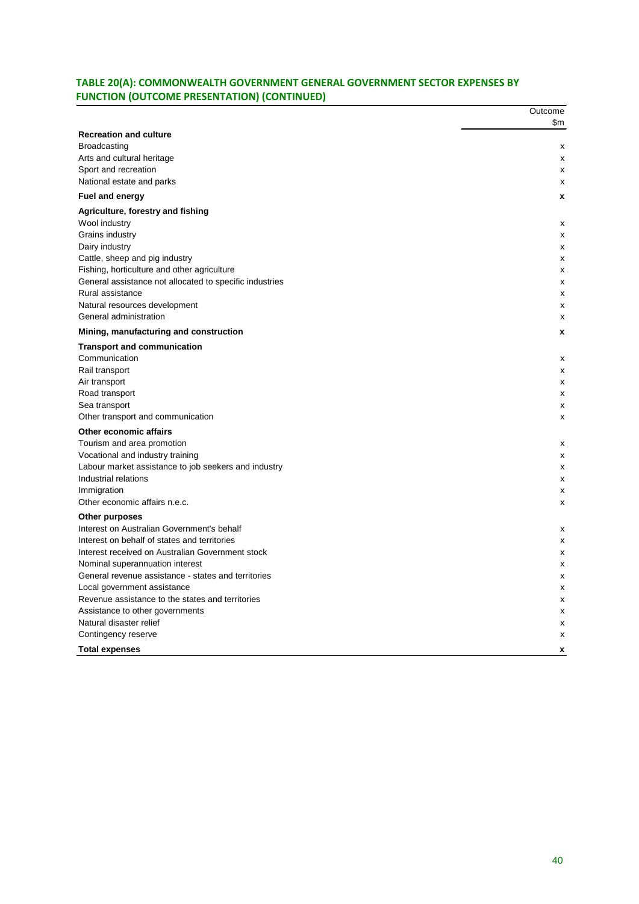## TABLE 20(A): COMMONWEALTH GOVERNMENT GENERAL GOVERNMENT SECTOR EXPENSES BY FUNCTION (OUTCOME PRESENTATION) (CONTINUED)

| | Outcome |
|---|---|
| | $m |
| **Recreation and culture** | |
| Broadcasting | x |
| Arts and cultural heritage | x |
| Sport and recreation | x |
| National estate and parks | x |
| **Fuel and energy** | **x** |
| **Agriculture, forestry and fishing** | |
| Wool industry | x |
| Grains industry | x |
| Dairy industry | x |
| Cattle, sheep and pig industry | x |
| Fishing, horticulture and other agriculture | x |
| General assistance not allocated to specific industries | x |
| Rural assistance | x |
| Natural resources development | x |
| General administration | x |
| **Mining, manufacturing and construction** | **x** |
| **Transport and communication** | |
| Communication | x |
| Rail transport | x |
| Air transport | x |
| Road transport | x |
| Sea transport | x |
| Other transport and communication | x |
| **Other economic affairs** | |
| Tourism and area promotion | x |
| Vocational and industry training | x |
| Labour market assistance to job seekers and industry | x |
| Industrial relations | x |
| Immigration | x |
| Other economic affairs n.e.c. | x |
| **Other purposes** | |
| Interest on Australian Government's behalf | x |
| Interest on behalf of states and territories | x |
| Interest received on Australian Government stock | x |
| Nominal superannuation interest | x |
| General revenue assistance - states and territories | x |
| Local government assistance | x |
| Revenue assistance to the states and territories | x |
| Assistance to other governments | x |
| Natural disaster relief | x |
| Contingency reserve | x |
| **Total expenses** | **x** |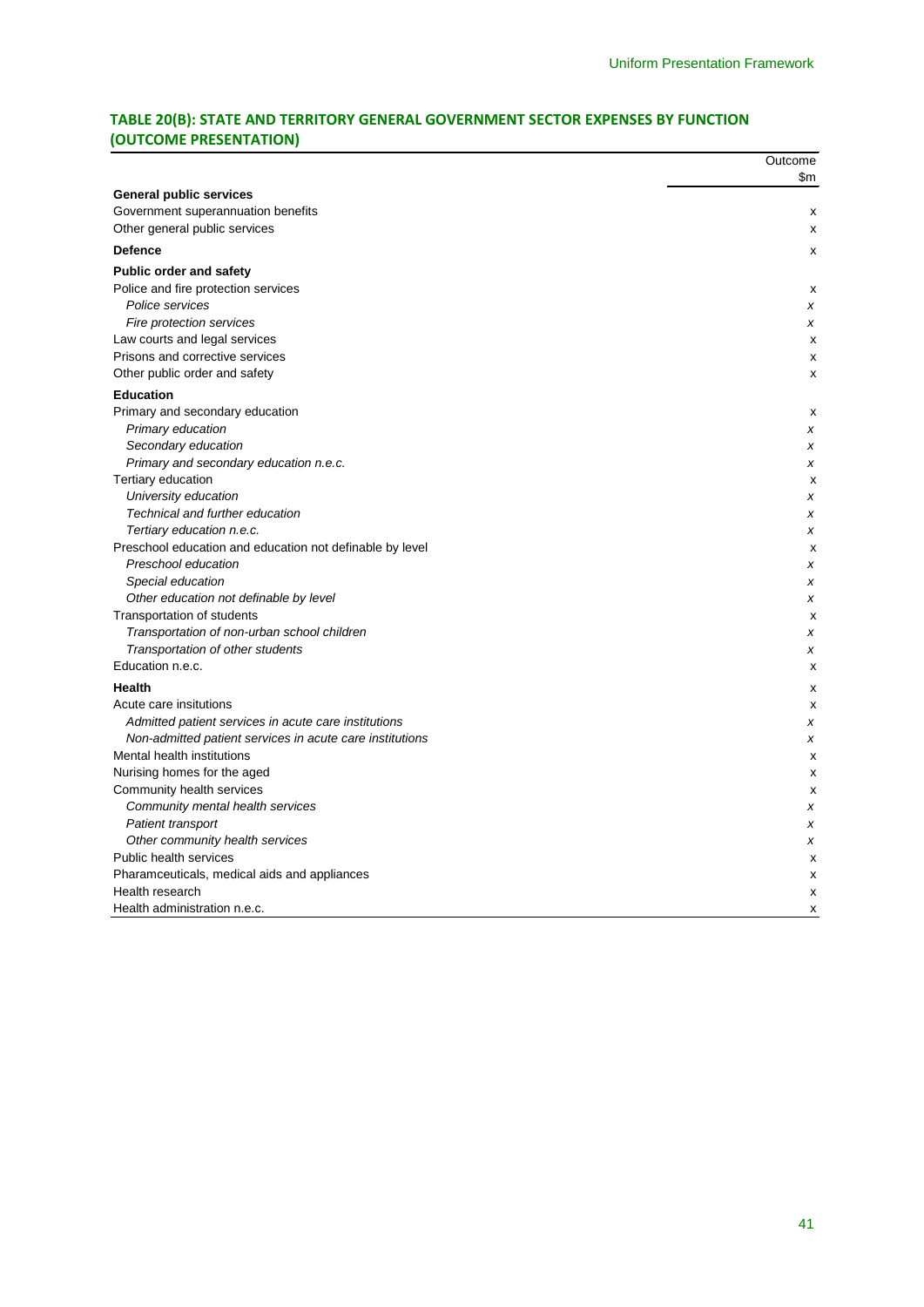### TABLE 20(B): STATE AND TERRITORY GENERAL GOVERNMENT SECTOR EXPENSES BY FUNCTION (OUTCOME PRESENTATION)

| | Outcome |
|---|---|
| | $m |
| **General public services** | |
| Government superannuation benefits | x |
| Other general public services | x |
| **Defence** | x |
| **Public order and safety** | |
| Police and fire protection services | x |
| *Police services* | *x* |
| *Fire protection services* | *x* |
| Law courts and legal services | x |
| Prisons and corrective services | x |
| Other public order and safety | x |
| **Education** | |
| Primary and secondary education | x |
| *Primary education* | *x* |
| *Secondary education* | *x* |
| *Primary and secondary education n.e.c.* | *x* |
| Tertiary education | x |
| *University education* | *x* |
| *Technical and further education* | *x* |
| *Tertiary education n.e.c.* | *x* |
| Preschool education and education not definable by level | x |
| *Preschool education* | *x* |
| *Special education* | *x* |
| *Other education not definable by level* | *x* |
| Transportation of students | x |
| *Transportation of non-urban school children* | *x* |
| *Transportation of other students* | *x* |
| Education n.e.c. | x |
| **Health** | x |
| Acute care insitutions | x |
| *Admitted patient services in acute care institutions* | *x* |
| *Non-admitted patient services in acute care institutions* | *x* |
| Mental health institutions | x |
| Nurising homes for the aged | x |
| Community health services | x |
| *Community mental health services* | *x* |
| *Patient transport* | *x* |
| *Other community health services* | *x* |
| Public health services | x |
| Pharamceuticals, medical aids and appliances | x |
| Health research | x |
| Health administration n.e.c. | x |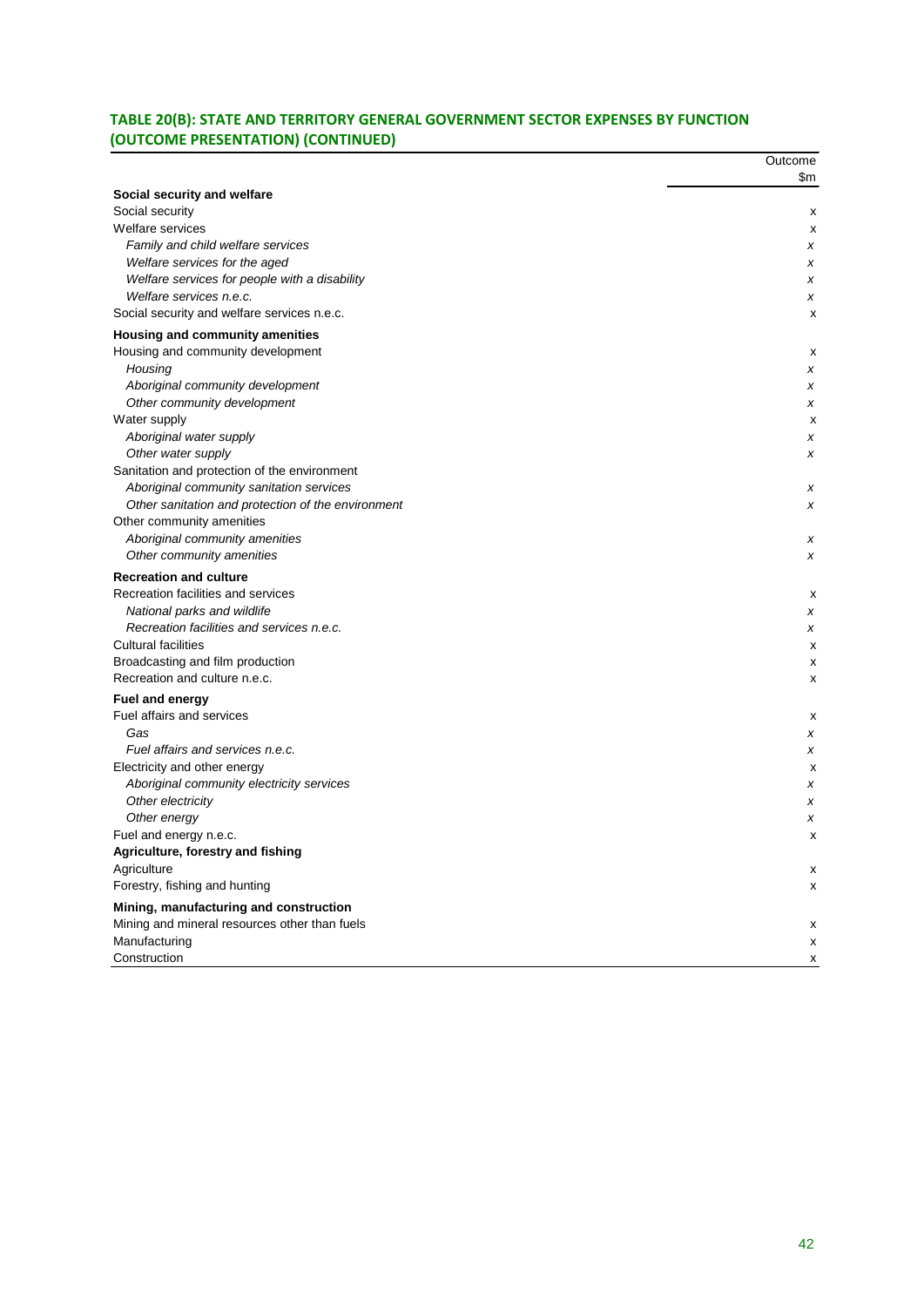## TABLE 20(B): STATE AND TERRITORY GENERAL GOVERNMENT SECTOR EXPENSES BY FUNCTION (OUTCOME PRESENTATION) (CONTINUED)

| | Outcome |
|---|---|
| | $m |
| **Social security and welfare** | |
| Social security | x |
| Welfare services | x |
| *Family and child welfare services* | *x* |
| *Welfare services for the aged* | *x* |
| *Welfare services for people with a disability* | *x* |
| *Welfare services n.e.c.* | *x* |
| Social security and welfare services n.e.c. | x |
| **Housing and community amenities** | |
| Housing and community development | x |
| *Housing* | *x* |
| *Aboriginal community development* | *x* |
| *Other community development* | *x* |
| Water supply | x |
| *Aboriginal water supply* | *x* |
| *Other water supply* | *x* |
| Sanitation and protection of the environment | |
| *Aboriginal community sanitation services* | *x* |
| *Other sanitation and protection of the environment* | *x* |
| Other community amenities | |
| *Aboriginal community amenities* | *x* |
| *Other community amenities* | *x* |
| **Recreation and culture** | |
| Recreation facilities and services | x |
| *National parks and wildlife* | *x* |
| *Recreation facilities and services n.e.c.* | *x* |
| Cultural facilities | x |
| Broadcasting and film production | x |
| Recreation and culture n.e.c. | x |
| **Fuel and energy** | |
| Fuel affairs and services | x |
| *Gas* | *x* |
| *Fuel affairs and services n.e.c.* | *x* |
| Electricity and other energy | x |
| *Aboriginal community electricity services* | *x* |
| *Other electricity* | *x* |
| *Other energy* | *x* |
| Fuel and energy n.e.c. | x |
| **Agriculture, forestry and fishing** | |
| Agriculture | x |
| Forestry, fishing and hunting | x |
| **Mining, manufacturing and construction** | |
| Mining and mineral resources other than fuels | x |
| Manufacturing | x |
| Construction | x |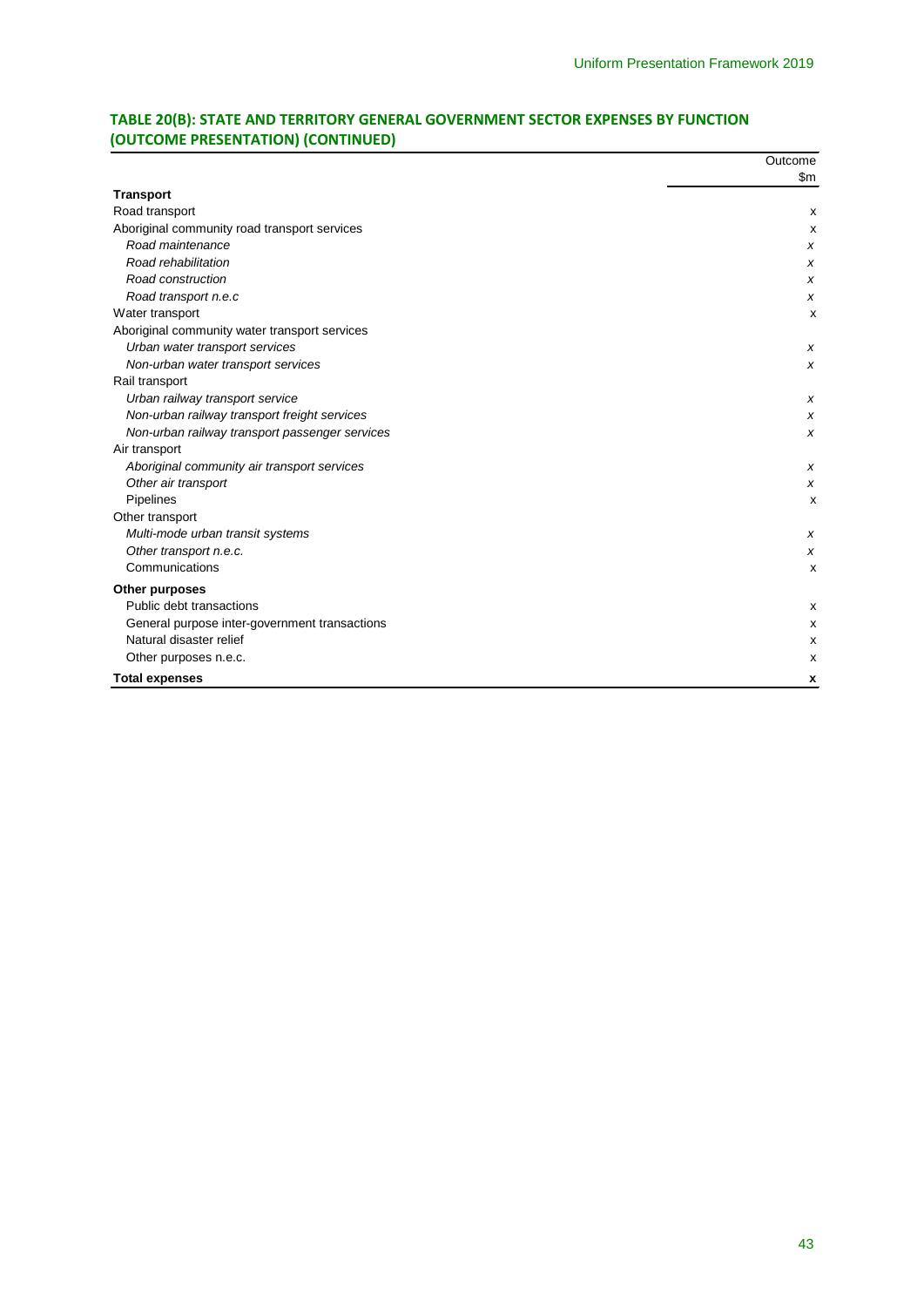### TABLE 20(B): STATE AND TERRITORY GENERAL GOVERNMENT SECTOR EXPENSES BY FUNCTION (OUTCOME PRESENTATION) (CONTINUED)

| | Outcome |
|---|---|
| | $m |
| **Transport** | |
| Road transport | x |
| Aboriginal community road transport services | x |
| *Road maintenance* | *x* |
| *Road rehabilitation* | *x* |
| *Road construction* | *x* |
| *Road transport n.e.c* | *x* |
| Water transport | x |
| Aboriginal community water transport services | |
| *Urban water transport services* | *x* |
| *Non-urban water transport services* | *x* |
| Rail transport | |
| *Urban railway transport service* | *x* |
| *Non-urban railway transport freight services* | *x* |
| *Non-urban railway transport passenger services* | *x* |
| Air transport | |
| *Aboriginal community air transport services* | *x* |
| *Other air transport* | *x* |
| Pipelines | x |
| Other transport | |
| *Multi-mode urban transit systems* | *x* |
| *Other transport n.e.c.* | *x* |
| Communications | x |
| **Other purposes** | |
| Public debt transactions | x |
| General purpose inter-government transactions | x |
| Natural disaster relief | x |
| Other purposes n.e.c. | x |
| **Total expenses** | **x** |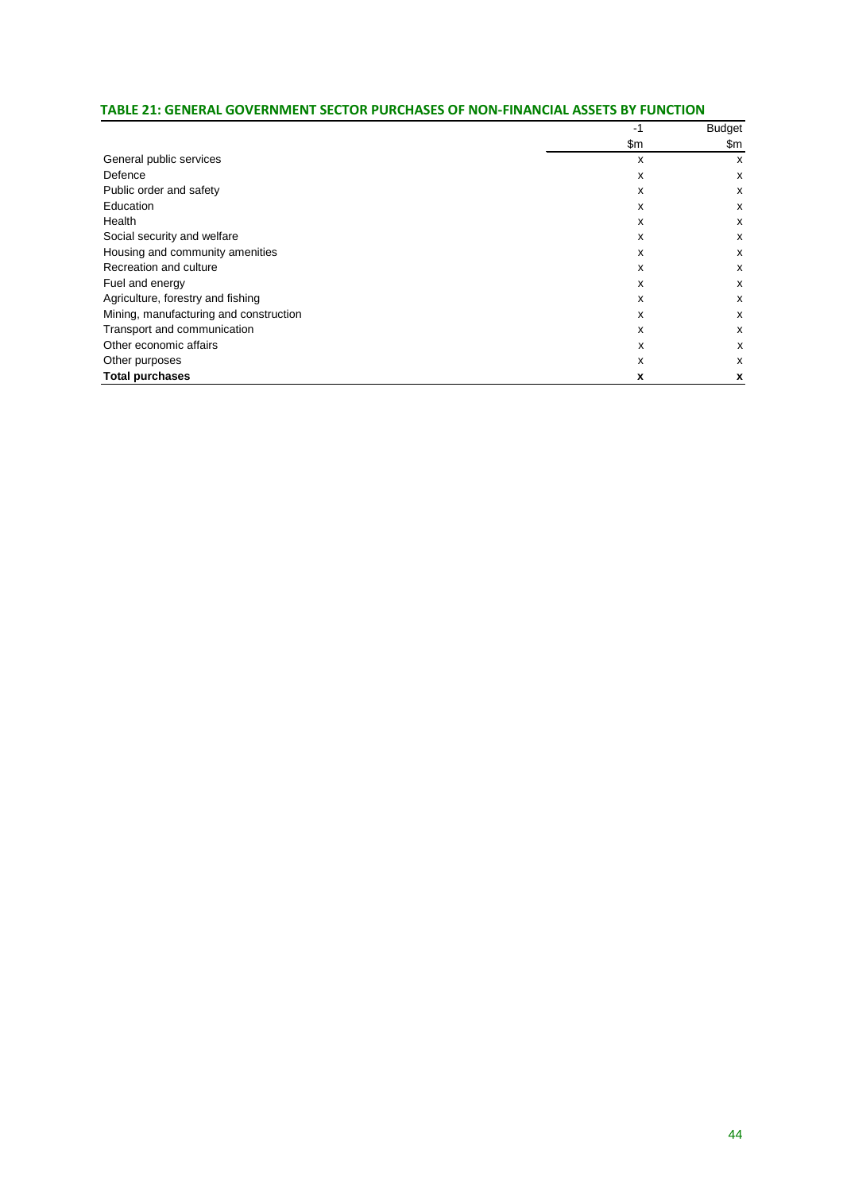## TABLE 21: GENERAL GOVERNMENT SECTOR PURCHASES OF NON-FINANCIAL ASSETS BY FUNCTION

| | -1 | Budget |
|---|---|---|
| | $m | $m |
| General public services | x | x |
| Defence | x | x |
| Public order and safety | x | x |
| Education | x | x |
| Health | x | x |
| Social security and welfare | x | x |
| Housing and community amenities | x | x |
| Recreation and culture | x | x |
| Fuel and energy | x | x |
| Agriculture, forestry and fishing | x | x |
| Mining, manufacturing and construction | x | x |
| Transport and communication | x | x |
| Other economic affairs | x | x |
| Other purposes | x | x |
| **Total purchases** | **x** | **x** |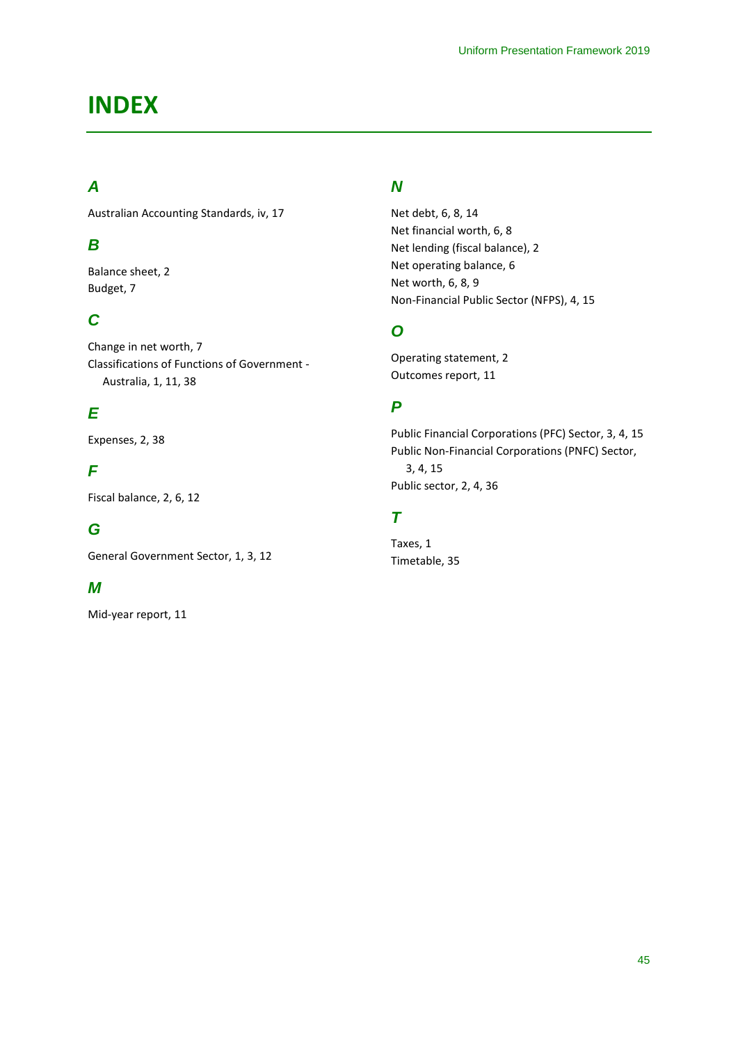# INDEX

## A

Australian Accounting Standards, iv, 17

## B

Balance sheet, 2
Budget, 7

## C

Change in net worth, 7
Classifications of Functions of Government - Australia, 1, 11, 38

## E

Expenses, 2, 38

## F

Fiscal balance, 2, 6, 12

## G

General Government Sector, 1, 3, 12

## M

Mid-year report, 11

## N

Net debt, 6, 8, 14
Net financial worth, 6, 8
Net lending (fiscal balance), 2
Net operating balance, 6
Net worth, 6, 8, 9
Non-Financial Public Sector (NFPS), 4, 15

## O

Operating statement, 2
Outcomes report, 11

## P

Public Financial Corporations (PFC) Sector, 3, 4, 15
Public Non-Financial Corporations (PNFC) Sector, 3, 4, 15
Public sector, 2, 4, 36

## T

Taxes, 1
Timetable, 35